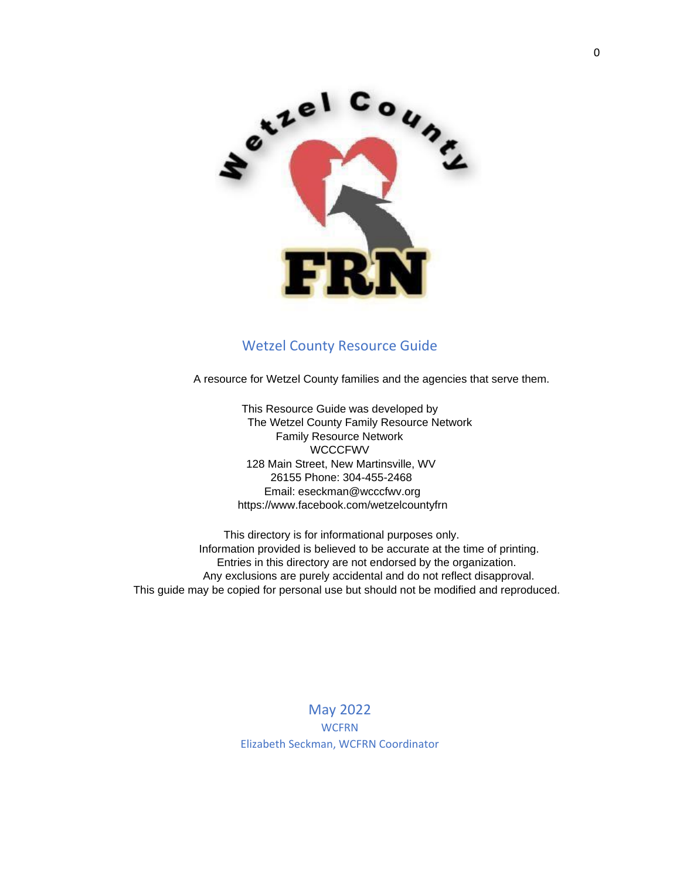# Wetzel County Resource Guide

A resource for Wetzel County families and the agencies that serve them.

This Resource Guide was developed by
The Wetzel County Family Resource Network
Family Resource Network
WCCCFWV
128 Main Street, New Martinsville, WV
26155 Phone: 304-455-2468
Email: eseckman@wcccfwv.org
https://www.facebook.com/wetzelcountyfrn

This directory is for informational purposes only.
Information provided is believed to be accurate at the time of printing.
Entries in this directory are not endorsed by the organization.
Any exclusions are purely accidental and do not reflect disapproval.
This guide may be copied for personal use but should not be modified and reproduced.

May 2022
WCFRN
Elizabeth Seckman, WCFRN Coordinator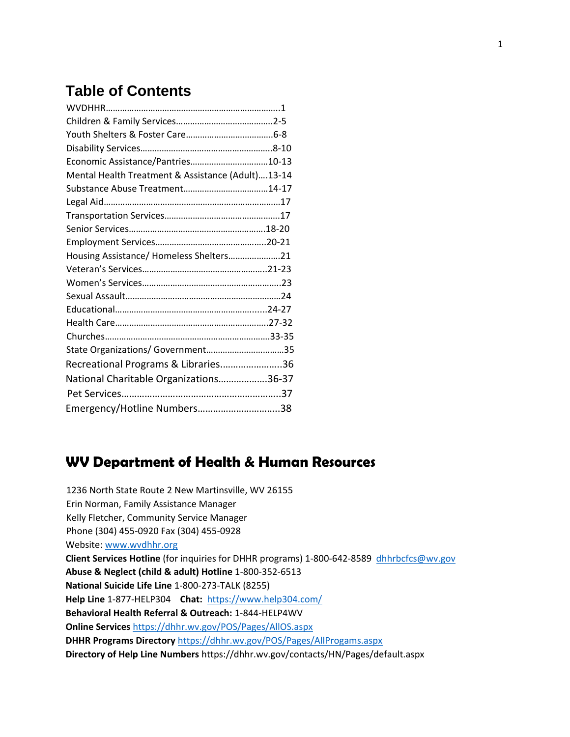## Table of Contents

WVDHHR……………………………………………………………….1
Children & Family Services……………………………………2-5
Youth Shelters & Foster Care………………………………6-8
Disability Services……………………………………………….8-10
Economic Assistance/Pantries……………………………10-13
Mental Health Treatment & Assistance (Adult)….13-14
Substance Abuse Treatment………………………………14-17
Legal Aid…………………………………………………………………17
Transportation Services…………………………………………17
Senior Services…………………………………………………18-20
Employment Services………………………………………20-21
Housing Assistance/ Homeless Shelters………………21
Veteran's Services…………………………………………21-23
Women's Services……………………………………………….23
Sexual Assault……………………………………………………24
Educational……………………………………………………24-27
Health Care………………………………………………………27-32
Churches………………………………………………………33-35
State Organizations/ Government………………………35
Recreational Programs & Libraries…………………..36
National Charitable Organizations……………….36-37
Pet Services……………………………………………………..37
Emergency/Hotline Numbers…………………………..38

## WV Department of Health & Human Resources

1236 North State Route 2 New Martinsville, WV 26155
Erin Norman, Family Assistance Manager
Kelly Fletcher, Community Service Manager
Phone (304) 455-0920 Fax (304) 455-0928
Website: www.wvdhhr.org
**Client Services Hotline** (for inquiries for DHHR programs) 1-800-642-8589 dhhrbcfcs@wv.gov
**Abuse & Neglect (child & adult) Hotline** 1-800-352-6513
**National Suicide Life Line** 1-800-273-TALK (8255)
**Help Line** 1-877-HELP304 **Chat:** https://www.help304.com/
**Behavioral Health Referral & Outreach:** 1-844-HELP4WV
**Online Services** https://dhhr.wv.gov/POS/Pages/AllOS.aspx
**DHHR Programs Directory** https://dhhr.wv.gov/POS/Pages/AllProgams.aspx
**Directory of Help Line Numbers** https://dhhr.wv.gov/contacts/HN/Pages/default.aspx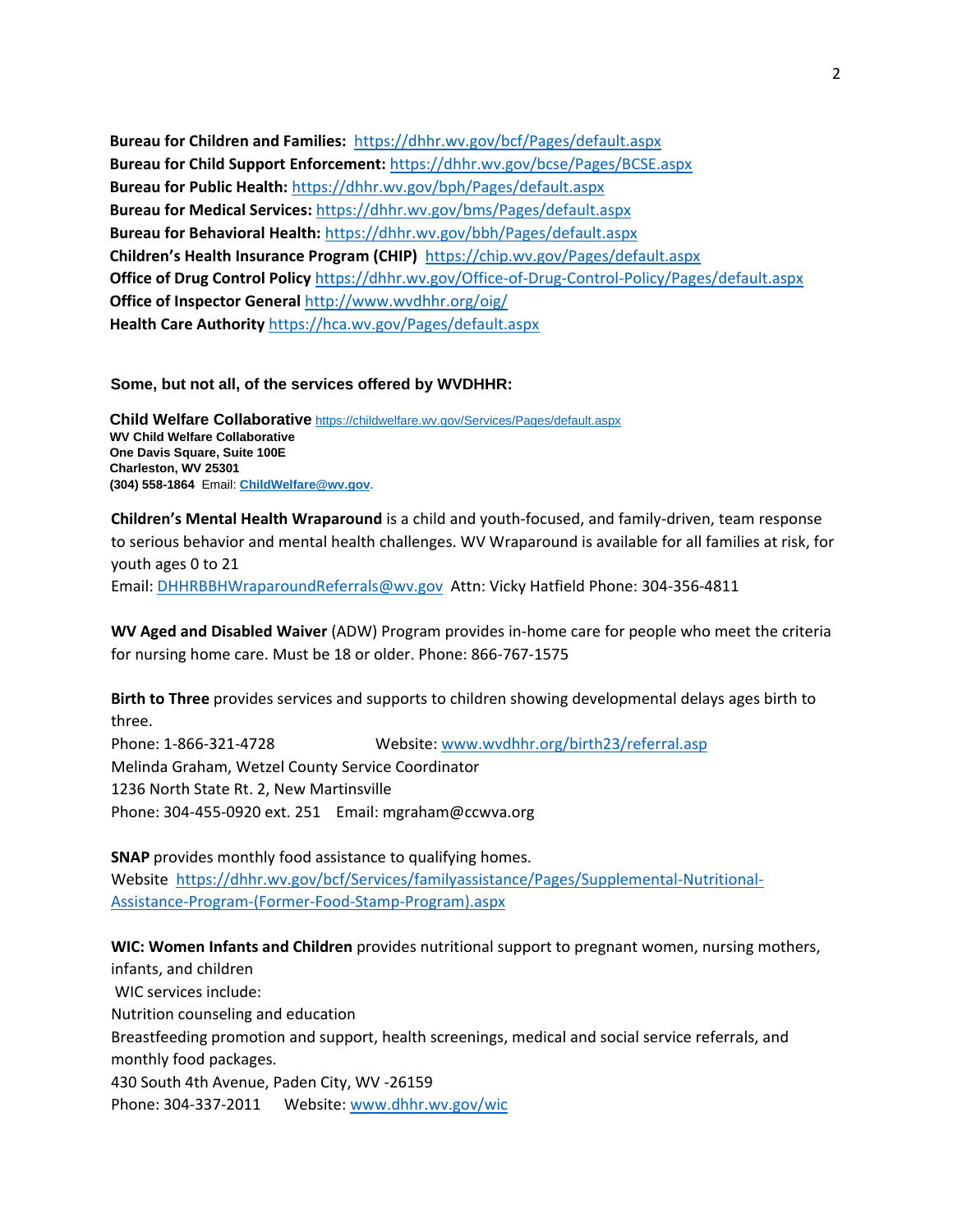**Bureau for Children and Families:** https://dhhr.wv.gov/bcf/Pages/default.aspx
**Bureau for Child Support Enforcement:** https://dhhr.wv.gov/bcse/Pages/BCSE.aspx
**Bureau for Public Health:** https://dhhr.wv.gov/bph/Pages/default.aspx
**Bureau for Medical Services:** https://dhhr.wv.gov/bms/Pages/default.aspx
**Bureau for Behavioral Health:** https://dhhr.wv.gov/bbh/Pages/default.aspx
**Children's Health Insurance Program (CHIP)** https://chip.wv.gov/Pages/default.aspx
**Office of Drug Control Policy** https://dhhr.wv.gov/Office-of-Drug-Control-Policy/Pages/default.aspx
**Office of Inspector General** http://www.wvdhhr.org/oig/
**Health Care Authority** https://hca.wv.gov/Pages/default.aspx

**Some, but not all, of the services offered by WVDHHR:**

**Child Welfare Collaborative** https://childwelfare.wv.gov/Services/Pages/default.aspx
**WV Child Welfare Collaborative**
**One Davis Square, Suite 100E**
**Charleston, WV 25301**
**(304) 558-1864** Email: **ChildWelfare@wv.gov**.

**Children's Mental Health Wraparound** is a child and youth-focused, and family-driven, team response to serious behavior and mental health challenges. WV Wraparound is available for all families at risk, for youth ages 0 to 21
Email: DHHRBBHWraparoundReferrals@wv.gov Attn: Vicky Hatfield Phone: 304-356-4811

**WV Aged and Disabled Waiver** (ADW) Program provides in-home care for people who meet the criteria for nursing home care. Must be 18 or older. Phone: 866-767-1575

**Birth to Three** provides services and supports to children showing developmental delays ages birth to three.
Phone: 1-866-321-4728 Website: www.wvdhhr.org/birth23/referral.asp
Melinda Graham, Wetzel County Service Coordinator
1236 North State Rt. 2, New Martinsville
Phone: 304-455-0920 ext. 251 Email: mgraham@ccwva.org

**SNAP** provides monthly food assistance to qualifying homes.
Website https://dhhr.wv.gov/bcf/Services/familyassistance/Pages/Supplemental-Nutritional-Assistance-Program-(Former-Food-Stamp-Program).aspx

**WIC: Women Infants and Children** provides nutritional support to pregnant women, nursing mothers, infants, and children
WIC services include:
Nutrition counseling and education
Breastfeeding promotion and support, health screenings, medical and social service referrals, and monthly food packages.
430 South 4th Avenue, Paden City, WV -26159
Phone: 304-337-2011 Website: www.dhhr.wv.gov/wic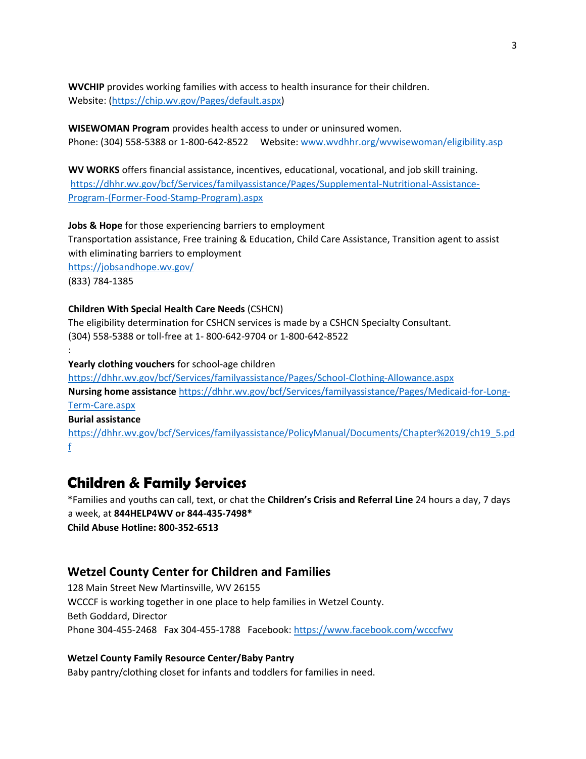**WVCHIP** provides working families with access to health insurance for their children.
Website: (https://chip.wv.gov/Pages/default.aspx)

**WISEWOMAN Program** provides health access to under or uninsured women.
Phone: (304) 558-5388 or 1-800-642-8522 Website: www.wvdhhr.org/wvwisewoman/eligibility.asp

**WV WORKS** offers financial assistance, incentives, educational, vocational, and job skill training.
https://dhhr.wv.gov/bcf/Services/familyassistance/Pages/Supplemental-Nutritional-Assistance-Program-(Former-Food-Stamp-Program).aspx

**Jobs & Hope** for those experiencing barriers to employment
Transportation assistance, Free training & Education, Child Care Assistance, Transition agent to assist with eliminating barriers to employment
https://jobsandhope.wv.gov/
(833) 784-1385

**Children With Special Health Care Needs** (CSHCN)
The eligibility determination for CSHCN services is made by a CSHCN Specialty Consultant.
(304) 558-5388 or toll-free at 1- 800-642-9704 or 1-800-642-8522
:
**Yearly clothing vouchers** for school-age children
https://dhhr.wv.gov/bcf/Services/familyassistance/Pages/School-Clothing-Allowance.aspx
**Nursing home assistance** https://dhhr.wv.gov/bcf/Services/familyassistance/Pages/Medicaid-for-Long-Term-Care.aspx
**Burial assistance**
https://dhhr.wv.gov/bcf/Services/familyassistance/PolicyManual/Documents/Chapter%2019/ch19_5.pdf

# Children & Family Services

*Families and youths can call, text, or chat the **Children's Crisis and Referral Line** 24 hours a day, 7 days a week, at **844HELP4WV or 844-435-7498***
**Child Abuse Hotline: 800-352-6513**

## Wetzel County Center for Children and Families

128 Main Street New Martinsville, WV 26155
WCCCF is working together in one place to help families in Wetzel County.
Beth Goddard, Director
Phone 304-455-2468 Fax 304-455-1788 Facebook: https://www.facebook.com/wcccfwv

**Wetzel County Family Resource Center/Baby Pantry**
Baby pantry/clothing closet for infants and toddlers for families in need.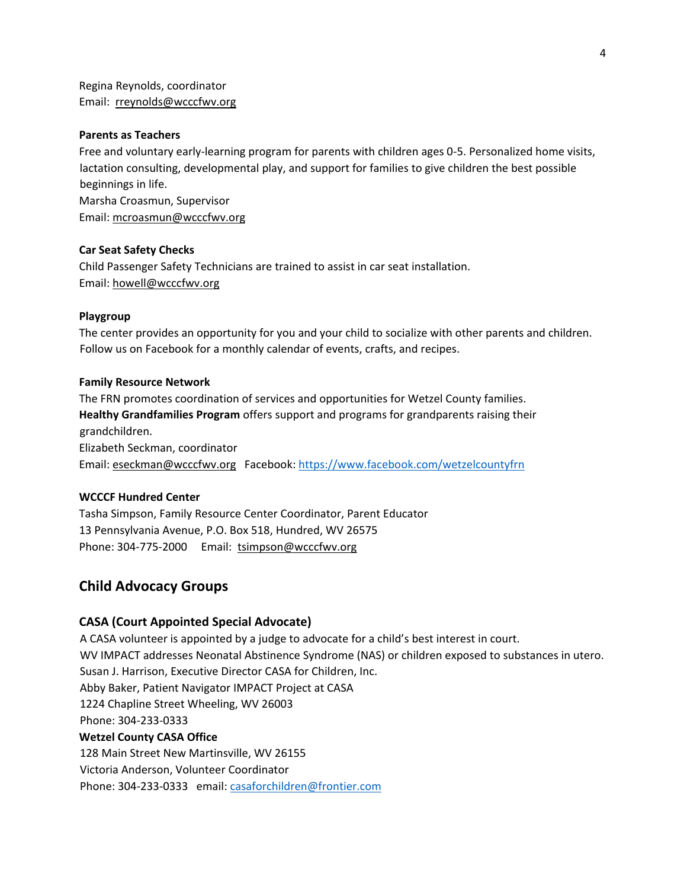Regina Reynolds, coordinator
Email: rreynolds@wcccfwv.org

**Parents as Teachers**
Free and voluntary early-learning program for parents with children ages 0-5. Personalized home visits, lactation consulting, developmental play, and support for families to give children the best possible beginnings in life.
Marsha Croasmun, Supervisor
Email: mcroasmun@wcccfwv.org

**Car Seat Safety Checks**
Child Passenger Safety Technicians are trained to assist in car seat installation.
Email: howell@wcccfwv.org

**Playgroup**
The center provides an opportunity for you and your child to socialize with other parents and children. Follow us on Facebook for a monthly calendar of events, crafts, and recipes.

**Family Resource Network**
The FRN promotes coordination of services and opportunities for Wetzel County families.
**Healthy Grandfamilies Program** offers support and programs for grandparents raising their grandchildren.
Elizabeth Seckman, coordinator
Email: eseckman@wcccfwv.org Facebook: https://www.facebook.com/wetzelcountyfrn

**WCCCF Hundred Center**
Tasha Simpson, Family Resource Center Coordinator, Parent Educator
13 Pennsylvania Avenue, P.O. Box 518, Hundred, WV 26575
Phone: 304-775-2000 Email: tsimpson@wcccfwv.org

## Child Advocacy Groups

### CASA (Court Appointed Special Advocate)

A CASA volunteer is appointed by a judge to advocate for a child's best interest in court.
WV IMPACT addresses Neonatal Abstinence Syndrome (NAS) or children exposed to substances in utero.
Susan J. Harrison, Executive Director CASA for Children, Inc.
Abby Baker, Patient Navigator IMPACT Project at CASA
1224 Chapline Street Wheeling, WV 26003
Phone: 304-233-0333

**Wetzel County CASA Office**
128 Main Street New Martinsville, WV 26155
Victoria Anderson, Volunteer Coordinator
Phone: 304-233-0333 email: casaforchildren@frontier.com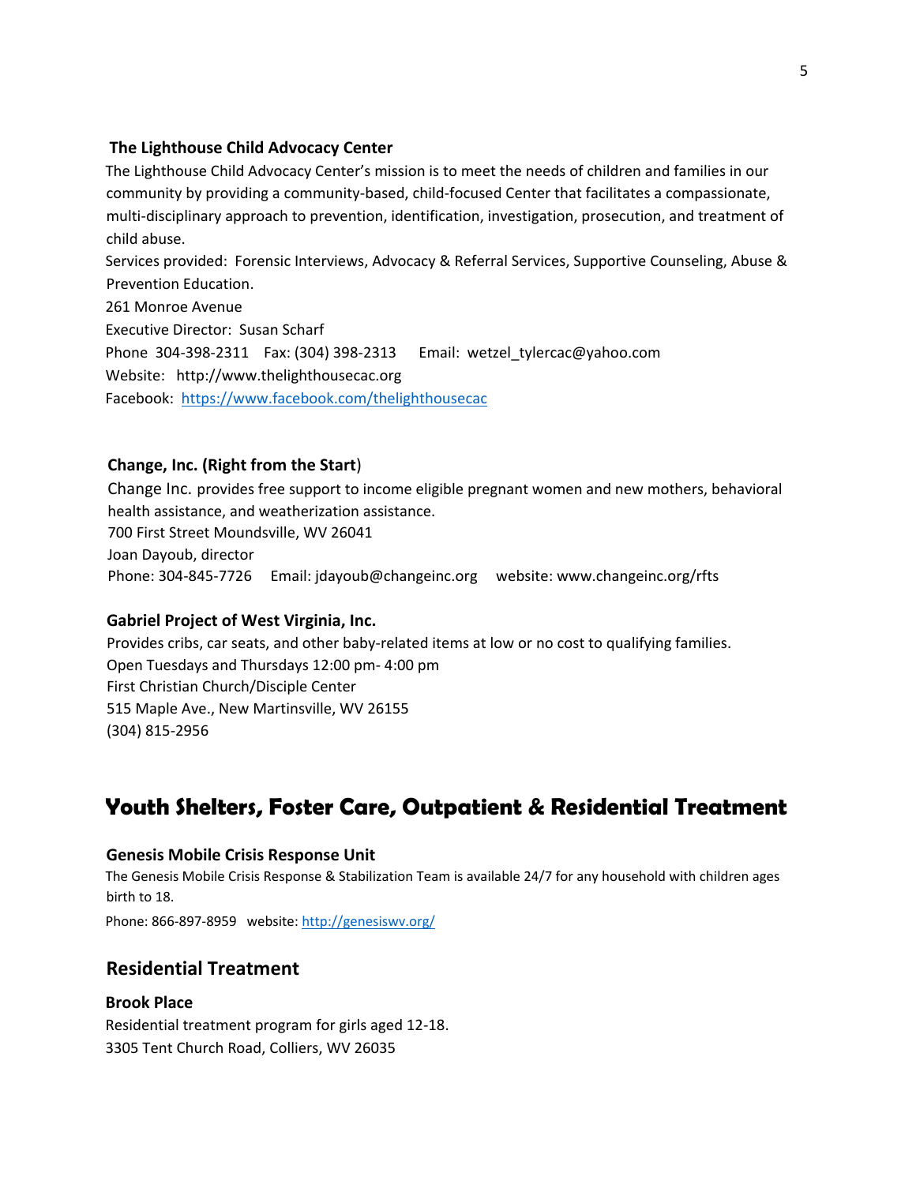### The Lighthouse Child Advocacy Center

The Lighthouse Child Advocacy Center's mission is to meet the needs of children and families in our community by providing a community-based, child-focused Center that facilitates a compassionate, multi-disciplinary approach to prevention, identification, investigation, prosecution, and treatment of child abuse.

Services provided: Forensic Interviews, Advocacy & Referral Services, Supportive Counseling, Abuse & Prevention Education.

261 Monroe Avenue

Executive Director: Susan Scharf

Phone 304-398-2311 Fax: (304) 398-2313 Email: wetzel_tylercac@yahoo.com

Website: http://www.thelighthousecac.org

Facebook: https://www.facebook.com/thelighthousecac

### Change, Inc. (Right from the Start)

Change Inc. provides free support to income eligible pregnant women and new mothers, behavioral health assistance, and weatherization assistance.

700 First Street Moundsville, WV 26041

Joan Dayoub, director

Phone: 304-845-7726 Email: jdayoub@changeinc.org website: www.changeinc.org/rfts

### Gabriel Project of West Virginia, Inc.

Provides cribs, car seats, and other baby-related items at low or no cost to qualifying families.

Open Tuesdays and Thursdays 12:00 pm- 4:00 pm

First Christian Church/Disciple Center

515 Maple Ave., New Martinsville, WV 26155

(304) 815-2956

# Youth Shelters, Foster Care, Outpatient & Residential Treatment

### Genesis Mobile Crisis Response Unit

The Genesis Mobile Crisis Response & Stabilization Team is available 24/7 for any household with children ages birth to 18.

Phone: 866-897-8959 website: http://genesiswv.org/

## Residential Treatment

### Brook Place

Residential treatment program for girls aged 12-18.

3305 Tent Church Road, Colliers, WV 26035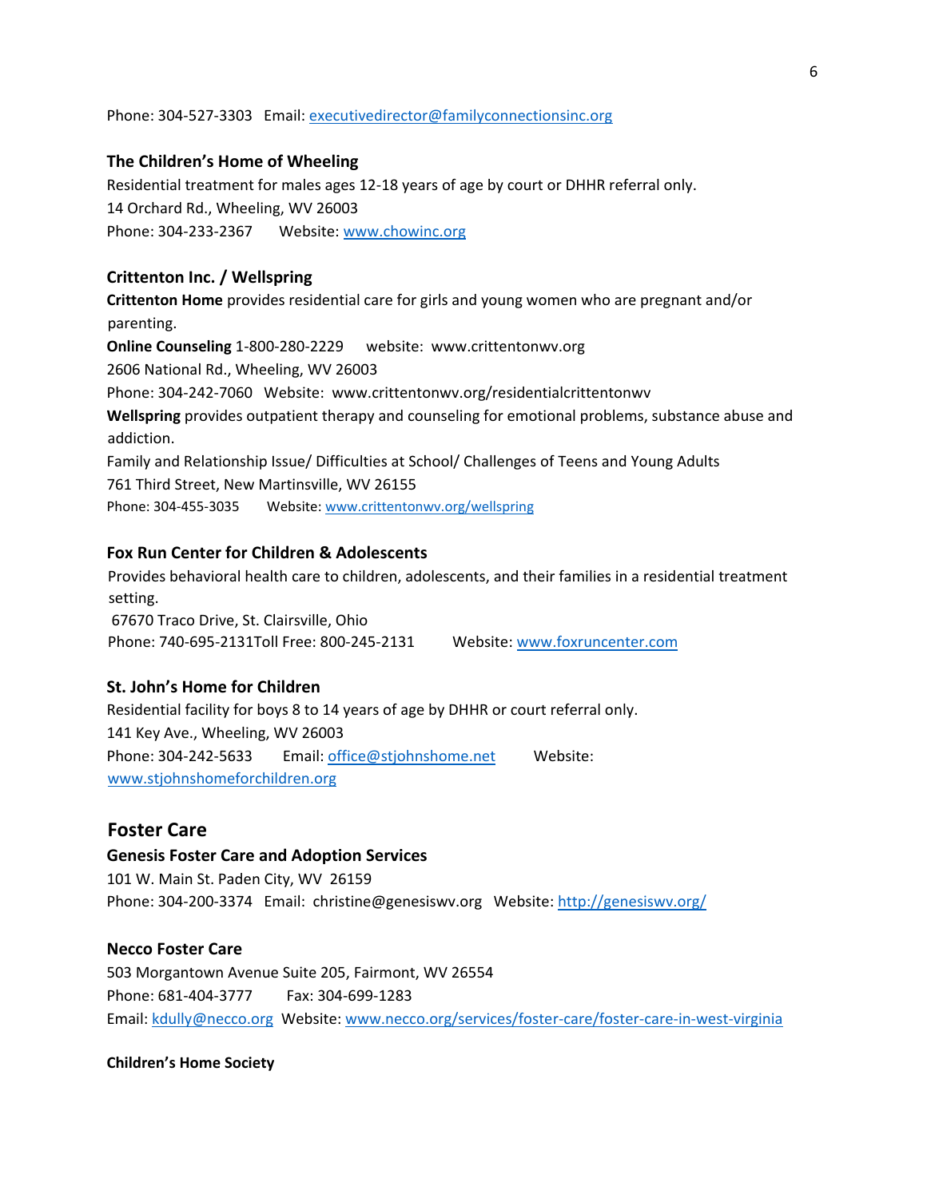Phone: 304-527-3303 Email: executivedirector@familyconnectionsinc.org

### The Children's Home of Wheeling

Residential treatment for males ages 12-18 years of age by court or DHHR referral only.
14 Orchard Rd., Wheeling, WV 26003
Phone: 304-233-2367 Website: www.chowinc.org

### Crittenton Inc. / Wellspring

**Crittenton Home** provides residential care for girls and young women who are pregnant and/or parenting.
**Online Counseling** 1-800-280-2229 website: www.crittentonwv.org
2606 National Rd., Wheeling, WV 26003
Phone: 304-242-7060 Website: www.crittentonwv.org/residentialcrittentonwv
**Wellspring** provides outpatient therapy and counseling for emotional problems, substance abuse and addiction.
Family and Relationship Issue/ Difficulties at School/ Challenges of Teens and Young Adults
761 Third Street, New Martinsville, WV 26155
Phone: 304-455-3035 Website: www.crittentonwv.org/wellspring

### Fox Run Center for Children & Adolescents

Provides behavioral health care to children, adolescents, and their families in a residential treatment setting.
67670 Traco Drive, St. Clairsville, Ohio
Phone: 740-695-2131Toll Free: 800-245-2131 Website: www.foxruncenter.com

### St. John's Home for Children

Residential facility for boys 8 to 14 years of age by DHHR or court referral only.
141 Key Ave., Wheeling, WV 26003
Phone: 304-242-5633 Email: office@stjohnshome.net Website: www.stjohnshomeforchildren.org

## Foster Care

### Genesis Foster Care and Adoption Services

101 W. Main St. Paden City, WV 26159
Phone: 304-200-3374 Email: christine@genesiswv.org Website: http://genesiswv.org/

### Necco Foster Care

503 Morgantown Avenue Suite 205, Fairmont, WV 26554
Phone: 681-404-3777 Fax: 304-699-1283
Email: kdully@necco.org Website: www.necco.org/services/foster-care/foster-care-in-west-virginia

### Children's Home Society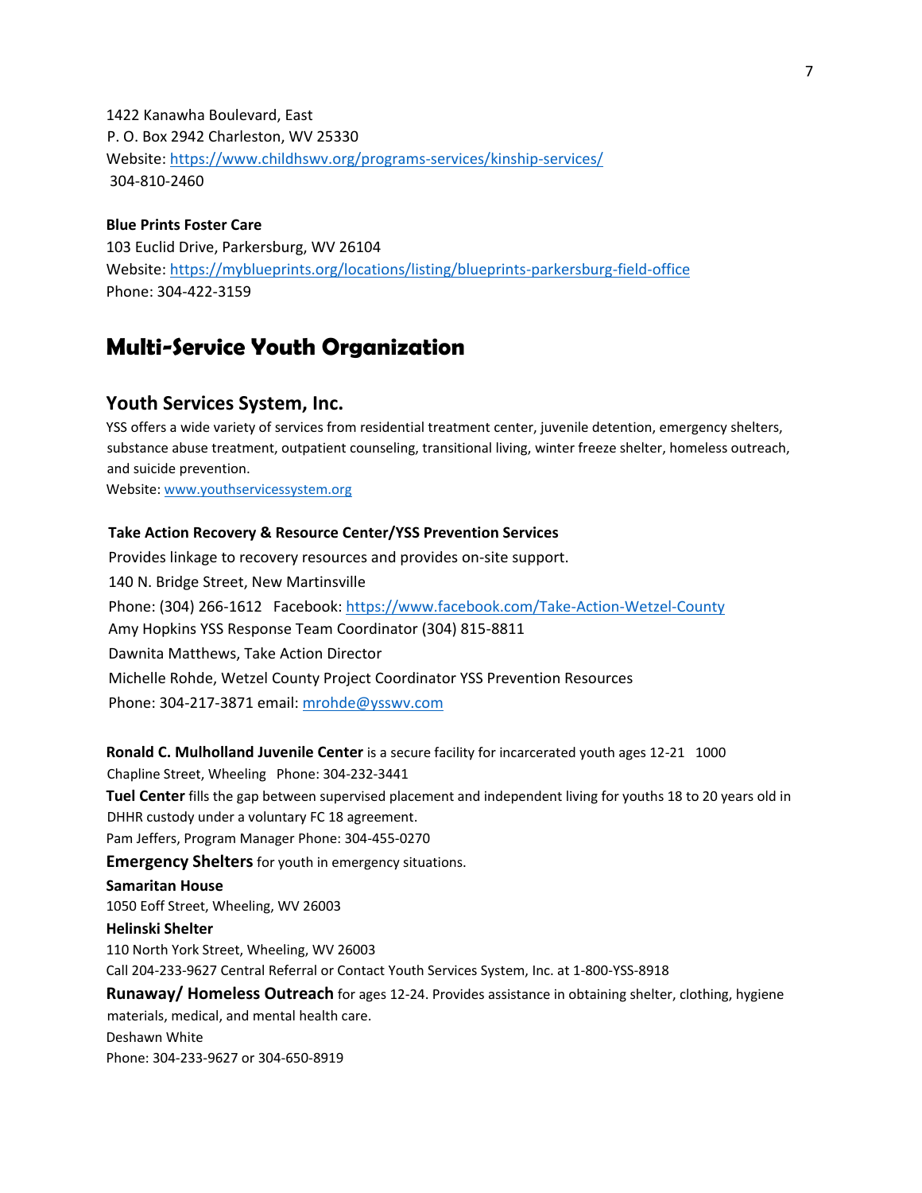1422 Kanawha Boulevard, East
P. O. Box 2942 Charleston, WV 25330
Website: https://www.childhswv.org/programs-services/kinship-services/
304-810-2460

**Blue Prints Foster Care**
103 Euclid Drive, Parkersburg, WV 26104
Website: https://myblueprints.org/locations/listing/blueprints-parkersburg-field-office
Phone: 304-422-3159

# Multi-Service Youth Organization

## Youth Services System, Inc.

YSS offers a wide variety of services from residential treatment center, juvenile detention, emergency shelters, substance abuse treatment, outpatient counseling, transitional living, winter freeze shelter, homeless outreach, and suicide prevention.
Website: www.youthservicessystem.org

**Take Action Recovery & Resource Center/YSS Prevention Services**
Provides linkage to recovery resources and provides on-site support.
140 N. Bridge Street, New Martinsville
Phone: (304) 266-1612 Facebook: https://www.facebook.com/Take-Action-Wetzel-County
Amy Hopkins YSS Response Team Coordinator (304) 815-8811
Dawnita Matthews, Take Action Director
Michelle Rohde, Wetzel County Project Coordinator YSS Prevention Resources
Phone: 304-217-3871 email: mrohde@ysswv.com

**Ronald C. Mulholland Juvenile Center** is a secure facility for incarcerated youth ages 12-21 1000 Chapline Street, Wheeling Phone: 304-232-3441

**Tuel Center** fills the gap between supervised placement and independent living for youths 18 to 20 years old in DHHR custody under a voluntary FC 18 agreement.
Pam Jeffers, Program Manager Phone: 304-455-0270

**Emergency Shelters** for youth in emergency situations.

**Samaritan House**
1050 Eoff Street, Wheeling, WV 26003

**Helinski Shelter**
110 North York Street, Wheeling, WV 26003
Call 204-233-9627 Central Referral or Contact Youth Services System, Inc. at 1-800-YSS-8918

**Runaway/ Homeless Outreach** for ages 12-24. Provides assistance in obtaining shelter, clothing, hygiene materials, medical, and mental health care.
Deshawn White
Phone: 304-233-9627 or 304-650-8919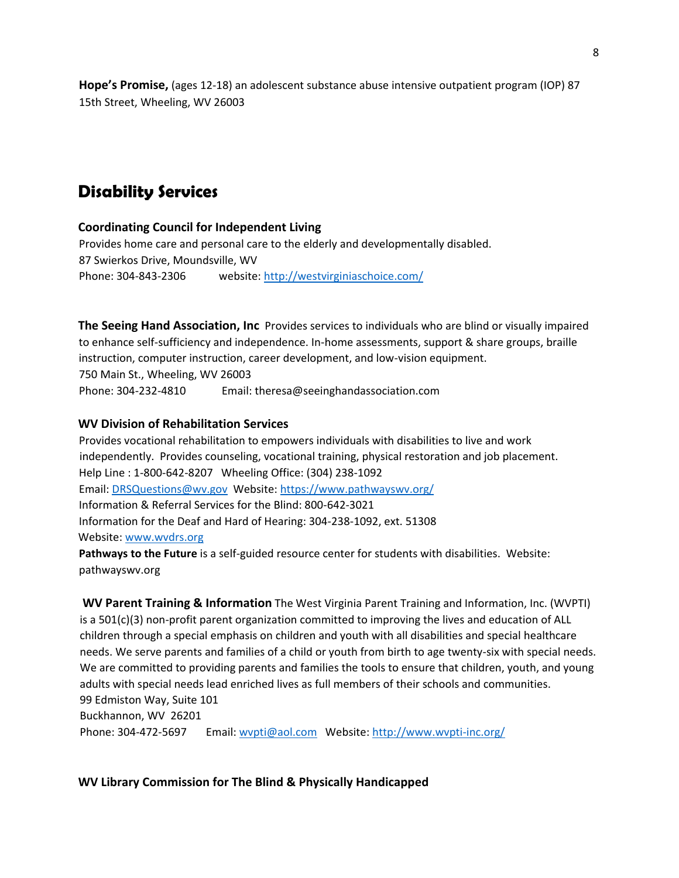**Hope's Promise,** (ages 12-18) an adolescent substance abuse intensive outpatient program (IOP) 87 15th Street, Wheeling, WV 26003

## Disability Services

**Coordinating Council for Independent Living**
Provides home care and personal care to the elderly and developmentally disabled.
87 Swierkos Drive, Moundsville, WV
Phone: 304-843-2306     website: http://westvirginiaschoice.com/

**The Seeing Hand Association, Inc** Provides services to individuals who are blind or visually impaired to enhance self-sufficiency and independence. In-home assessments, support & share groups, braille instruction, computer instruction, career development, and low-vision equipment.
750 Main St., Wheeling, WV 26003
Phone: 304-232-4810     Email: theresa@seeinghandassociation.com

**WV Division of Rehabilitation Services**
Provides vocational rehabilitation to empowers individuals with disabilities to live and work independently. Provides counseling, vocational training, physical restoration and job placement.
Help Line : 1-800-642-8207  Wheeling Office: (304) 238-1092
Email: DRSQuestions@wv.gov  Website: https://www.pathwayswv.org/
Information & Referral Services for the Blind: 800-642-3021
Information for the Deaf and Hard of Hearing: 304-238-1092, ext. 51308
Website: www.wvdrs.org
**Pathways to the Future** is a self-guided resource center for students with disabilities. Website: pathwayswv.org

**WV Parent Training & Information** The West Virginia Parent Training and Information, Inc. (WVPTI) is a 501(c)(3) non-profit parent organization committed to improving the lives and education of ALL children through a special emphasis on children and youth with all disabilities and special healthcare needs. We serve parents and families of a child or youth from birth to age twenty-six with special needs. We are committed to providing parents and families the tools to ensure that children, youth, and young adults with special needs lead enriched lives as full members of their schools and communities.
99 Edmiston Way, Suite 101
Buckhannon, WV 26201
Phone: 304-472-5697     Email: wvpti@aol.com  Website: http://www.wvpti-inc.org/

**WV Library Commission for The Blind & Physically Handicapped**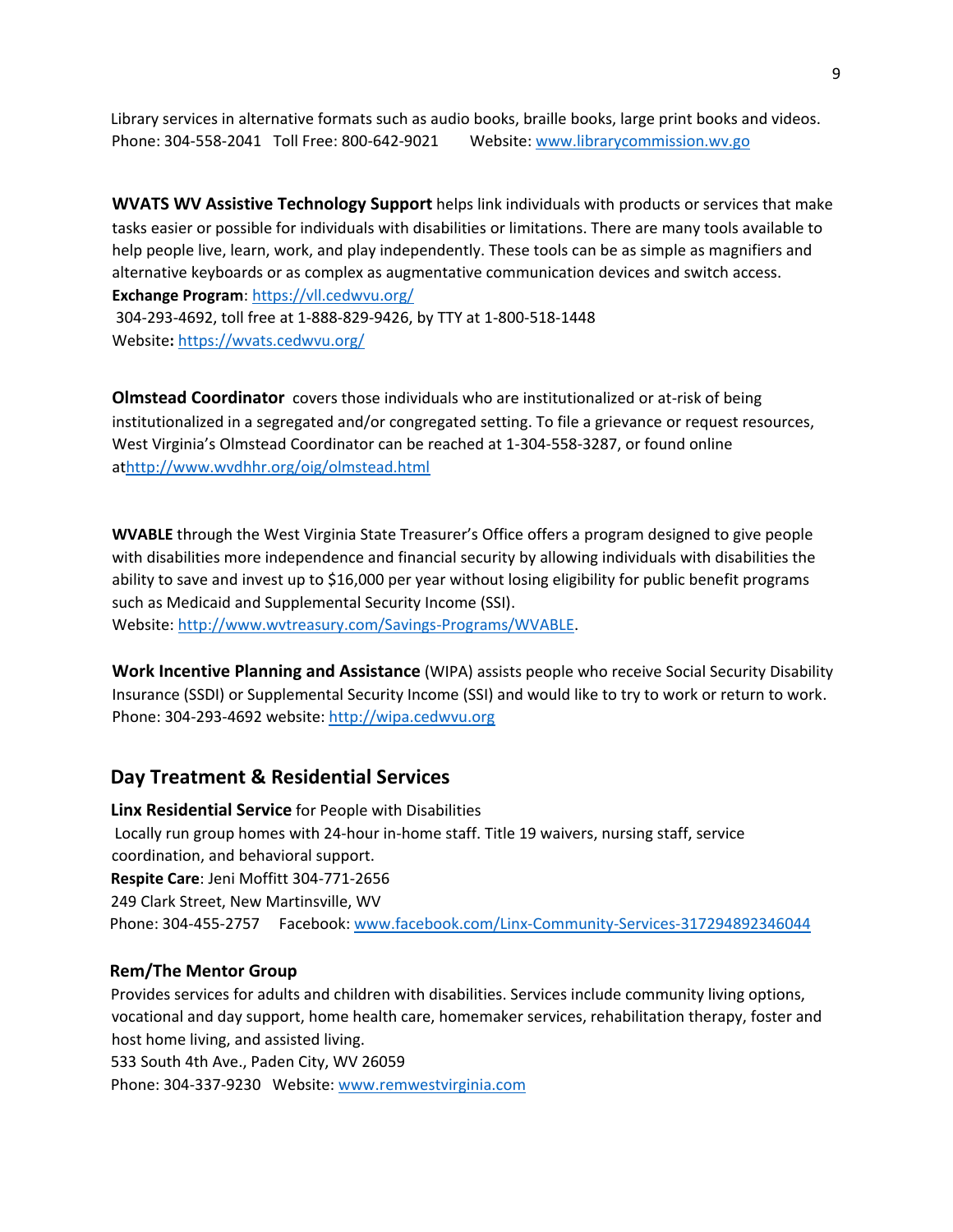Library services in alternative formats such as audio books, braille books, large print books and videos. Phone: 304-558-2041 Toll Free: 800-642-9021 Website: [www.librarycommission.wv.go](www.librarycommission.wv.go)

**WVATS WV Assistive Technology Support** helps link individuals with products or services that make tasks easier or possible for individuals with disabilities or limitations. There are many tools available to help people live, learn, work, and play independently. These tools can be as simple as magnifiers and alternative keyboards or as complex as augmentative communication devices and switch access.
**Exchange Program**: [https://vll.cedwvu.org/](https://vll.cedwvu.org/)
304-293-4692, toll free at 1-888-829-9426, by TTY at 1-800-518-1448
Website**:** [https://wvats.cedwvu.org/](https://wvats.cedwvu.org/)

**Olmstead Coordinator** covers those individuals who are institutionalized or at-risk of being institutionalized in a segregated and/or congregated setting. To file a grievance or request resources, West Virginia's Olmstead Coordinator can be reached at 1-304-558-3287, or found online at[http://www.wvdhhr.org/oig/olmstead.html](http://www.wvdhhr.org/oig/olmstead.html)

**WVABLE** through the West Virginia State Treasurer's Office offers a program designed to give people with disabilities more independence and financial security by allowing individuals with disabilities the ability to save and invest up to $16,000 per year without losing eligibility for public benefit programs such as Medicaid and Supplemental Security Income (SSI).
Website: [http://www.wvtreasury.com/Savings-Programs/WVABLE](http://www.wvtreasury.com/Savings-Programs/WVABLE).

**Work Incentive Planning and Assistance** (WIPA) assists people who receive Social Security Disability Insurance (SSDI) or Supplemental Security Income (SSI) and would like to try to work or return to work.
Phone: 304-293-4692 website: [http://wipa.cedwvu.org](http://wipa.cedwvu.org)

## Day Treatment & Residential Services

**Linx Residential Service** for People with Disabilities
Locally run group homes with 24-hour in-home staff. Title 19 waivers, nursing staff, service coordination, and behavioral support.
**Respite Care**: Jeni Moffitt 304-771-2656
249 Clark Street, New Martinsville, WV
Phone: 304-455-2757 Facebook: [www.facebook.com/Linx-Community-Services-317294892346044](www.facebook.com/Linx-Community-Services-317294892346044)

**Rem/The Mentor Group**
Provides services for adults and children with disabilities. Services include community living options, vocational and day support, home health care, homemaker services, rehabilitation therapy, foster and host home living, and assisted living.
533 South 4th Ave., Paden City, WV 26059
Phone: 304-337-9230 Website: [www.remwestvirginia.com](www.remwestvirginia.com)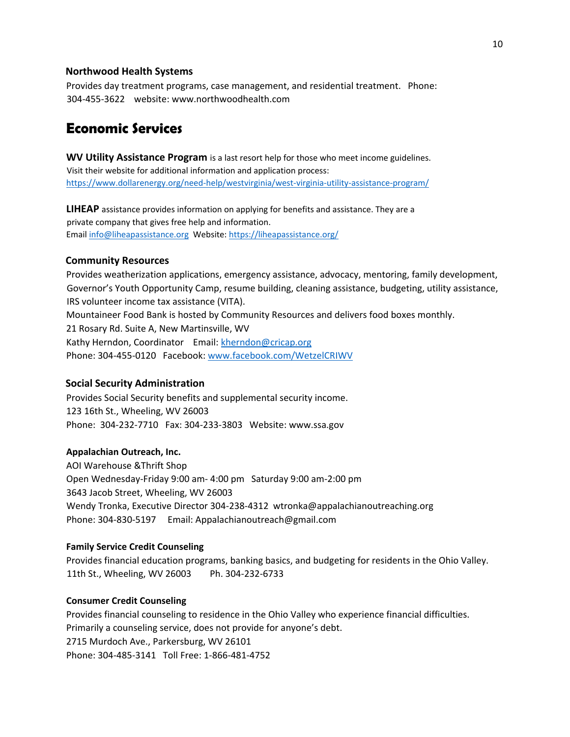**Northwood Health Systems**

Provides day treatment programs, case management, and residential treatment. Phone: 304-455-3622 website: www.northwoodhealth.com

## Economic Services

**WV Utility Assistance Program** is a last resort help for those who meet income guidelines. Visit their website for additional information and application process: https://www.dollarenergy.org/need-help/westvirginia/west-virginia-utility-assistance-program/

**LIHEAP** assistance provides information on applying for benefits and assistance. They are a private company that gives free help and information.
Email info@liheapassistance.org Website: https://liheapassistance.org/

**Community Resources**

Provides weatherization applications, emergency assistance, advocacy, mentoring, family development, Governor's Youth Opportunity Camp, resume building, cleaning assistance, budgeting, utility assistance, IRS volunteer income tax assistance (VITA).
Mountaineer Food Bank is hosted by Community Resources and delivers food boxes monthly.
21 Rosary Rd. Suite A, New Martinsville, WV
Kathy Herndon, Coordinator Email: kherndon@cricap.org
Phone: 304-455-0120 Facebook: www.facebook.com/WetzelCRIWV

**Social Security Administration**

Provides Social Security benefits and supplemental security income.
123 16th St., Wheeling, WV 26003
Phone: 304-232-7710 Fax: 304-233-3803 Website: www.ssa.gov

**Appalachian Outreach, Inc.**

AOI Warehouse &Thrift Shop
Open Wednesday-Friday 9:00 am- 4:00 pm Saturday 9:00 am-2:00 pm
3643 Jacob Street, Wheeling, WV 26003
Wendy Tronka, Executive Director 304-238-4312 wtronka@appalachianoutreaching.org
Phone: 304-830-5197 Email: Appalachianoutreach@gmail.com

**Family Service Credit Counseling**

Provides financial education programs, banking basics, and budgeting for residents in the Ohio Valley.
11th St., Wheeling, WV 26003 Ph. 304-232-6733

**Consumer Credit Counseling**

Provides financial counseling to residence in the Ohio Valley who experience financial difficulties. Primarily a counseling service, does not provide for anyone's debt.
2715 Murdoch Ave., Parkersburg, WV 26101
Phone: 304-485-3141 Toll Free: 1-866-481-4752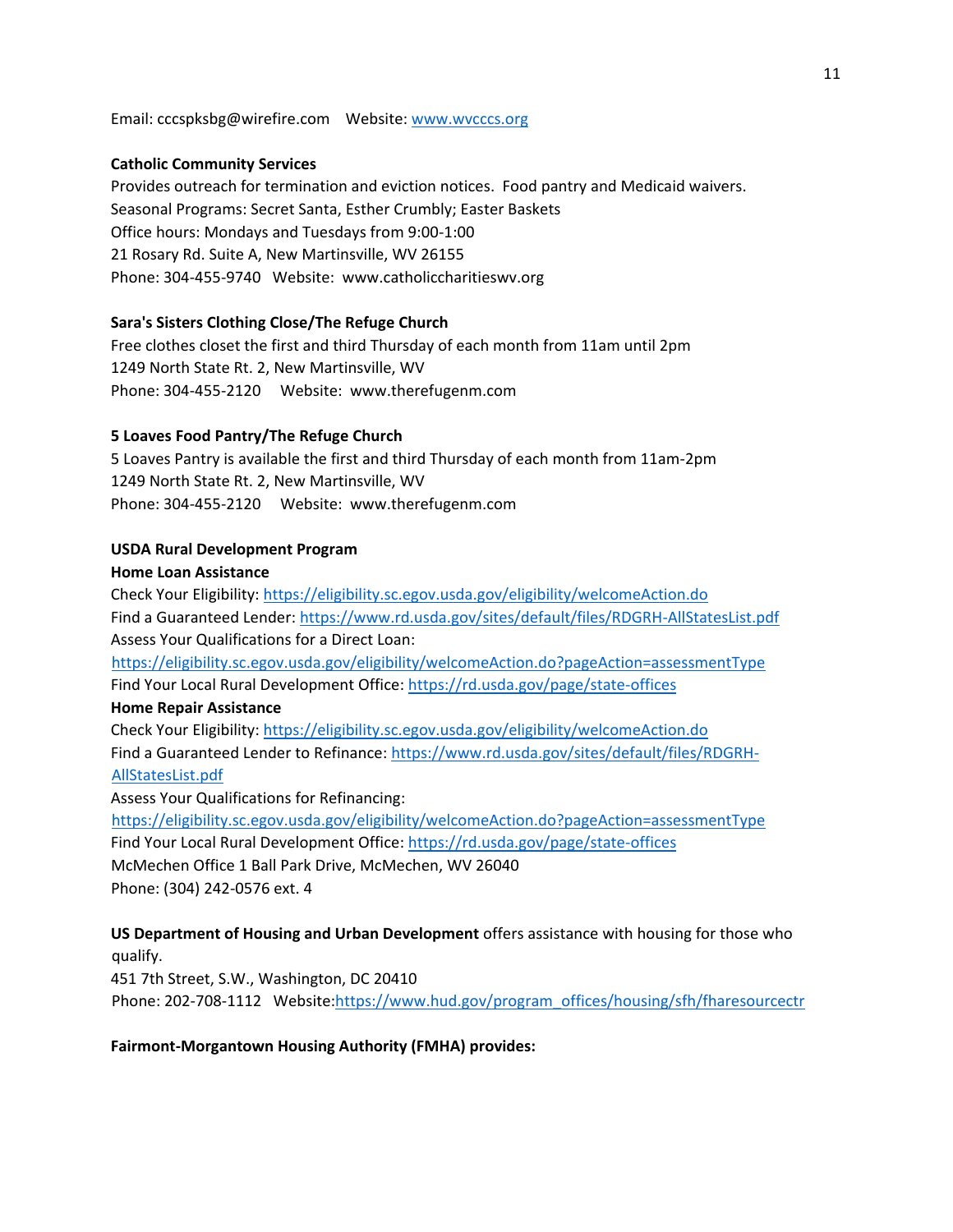Email: cccspksbg@wirefire.com    Website: www.wvcccs.org

**Catholic Community Services**
Provides outreach for termination and eviction notices. Food pantry and Medicaid waivers.
Seasonal Programs: Secret Santa, Esther Crumbly; Easter Baskets
Office hours: Mondays and Tuesdays from 9:00-1:00
21 Rosary Rd. Suite A, New Martinsville, WV 26155
Phone: 304-455-9740   Website: www.catholiccharitieswv.org

**Sara's Sisters Clothing Close/The Refuge Church**
Free clothes closet the first and third Thursday of each month from 11am until 2pm
1249 North State Rt. 2, New Martinsville, WV
Phone: 304-455-2120    Website: www.therefugenm.com

**5 Loaves Food Pantry/The Refuge Church**
5 Loaves Pantry is available the first and third Thursday of each month from 11am-2pm
1249 North State Rt. 2, New Martinsville, WV
Phone: 304-455-2120    Website: www.therefugenm.com

**USDA Rural Development Program**
**Home Loan Assistance**
Check Your Eligibility: https://eligibility.sc.egov.usda.gov/eligibility/welcomeAction.do
Find a Guaranteed Lender: https://www.rd.usda.gov/sites/default/files/RDGRH-AllStatesList.pdf
Assess Your Qualifications for a Direct Loan:
https://eligibility.sc.egov.usda.gov/eligibility/welcomeAction.do?pageAction=assessmentType
Find Your Local Rural Development Office: https://rd.usda.gov/page/state-offices
**Home Repair Assistance**
Check Your Eligibility: https://eligibility.sc.egov.usda.gov/eligibility/welcomeAction.do
Find a Guaranteed Lender to Refinance: https://www.rd.usda.gov/sites/default/files/RDGRH-AllStatesList.pdf
Assess Your Qualifications for Refinancing:
https://eligibility.sc.egov.usda.gov/eligibility/welcomeAction.do?pageAction=assessmentType
Find Your Local Rural Development Office: https://rd.usda.gov/page/state-offices
McMechen Office 1 Ball Park Drive, McMechen, WV 26040
Phone: (304) 242-0576 ext. 4

**US Department of Housing and Urban Development** offers assistance with housing for those who qualify.
451 7th Street, S.W., Washington, DC 20410
Phone: 202-708-1112   Website: https://www.hud.gov/program_offices/housing/sfh/fharesourcectr

**Fairmont-Morgantown Housing Authority (FMHA) provides:**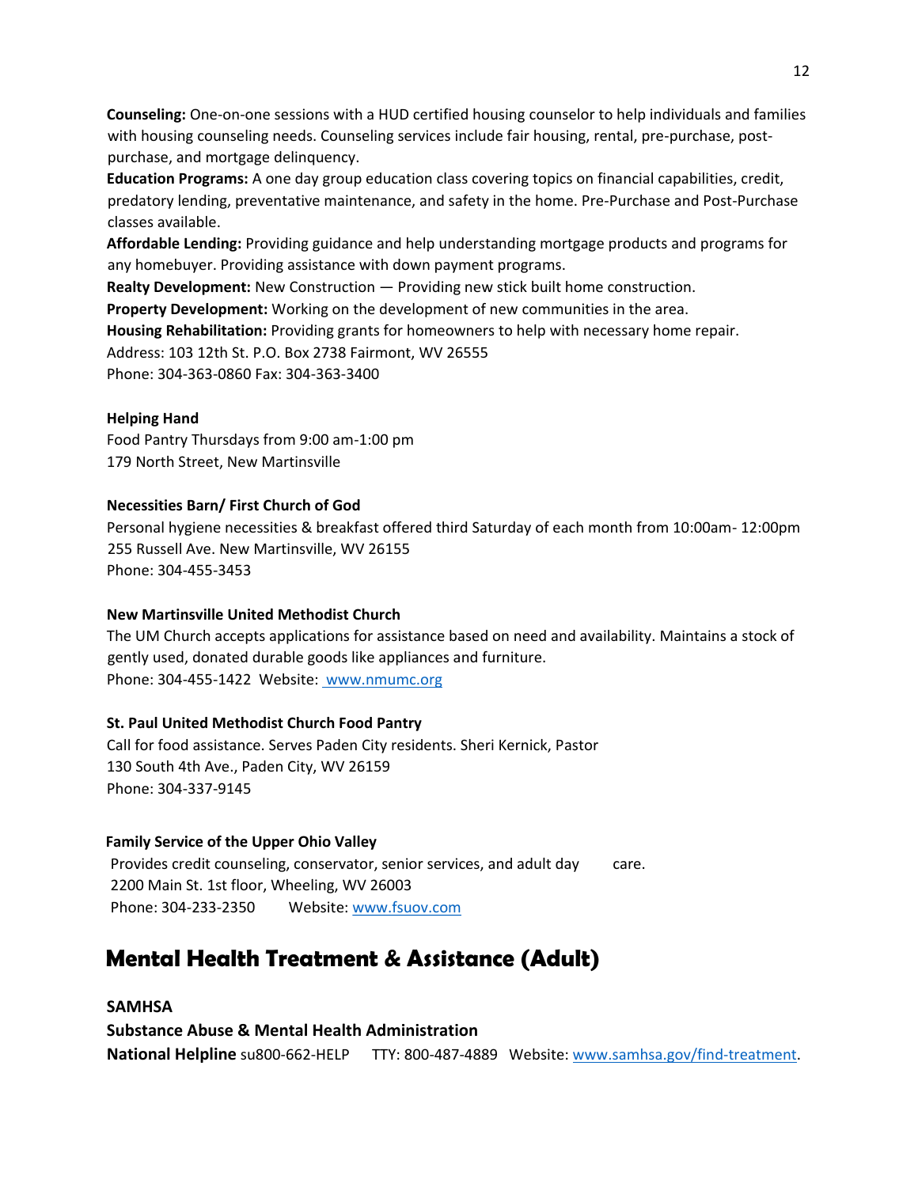**Counseling:** One-on-one sessions with a HUD certified housing counselor to help individuals and families with housing counseling needs. Counseling services include fair housing, rental, pre-purchase, post-purchase, and mortgage delinquency.

**Education Programs:** A one day group education class covering topics on financial capabilities, credit, predatory lending, preventative maintenance, and safety in the home. Pre-Purchase and Post-Purchase classes available.

**Affordable Lending:** Providing guidance and help understanding mortgage products and programs for any homebuyer. Providing assistance with down payment programs.

**Realty Development:** New Construction — Providing new stick built home construction.

**Property Development:** Working on the development of new communities in the area.

**Housing Rehabilitation:** Providing grants for homeowners to help with necessary home repair.

Address: 103 12th St. P.O. Box 2738 Fairmont, WV 26555

Phone: 304-363-0860 Fax: 304-363-3400

**Helping Hand**

Food Pantry Thursdays from 9:00 am-1:00 pm

179 North Street, New Martinsville

**Necessities Barn/ First Church of God**

Personal hygiene necessities & breakfast offered third Saturday of each month from 10:00am- 12:00pm

255 Russell Ave. New Martinsville, WV 26155

Phone: 304-455-3453

**New Martinsville United Methodist Church**

The UM Church accepts applications for assistance based on need and availability. Maintains a stock of gently used, donated durable goods like appliances and furniture.

Phone: 304-455-1422 Website: www.nmumc.org

**St. Paul United Methodist Church Food Pantry**

Call for food assistance. Serves Paden City residents. Sheri Kernick, Pastor

130 South 4th Ave., Paden City, WV 26159

Phone: 304-337-9145

**Family Service of the Upper Ohio Valley**

Provides credit counseling, conservator, senior services, and adult day care.

2200 Main St. 1st floor, Wheeling, WV 26003

Phone: 304-233-2350 Website: www.fsuov.com

## Mental Health Treatment & Assistance (Adult)

**SAMHSA**

**Substance Abuse & Mental Health Administration**

**National Helpline** su800-662-HELP TTY: 800-487-4889 Website: www.samhsa.gov/find-treatment.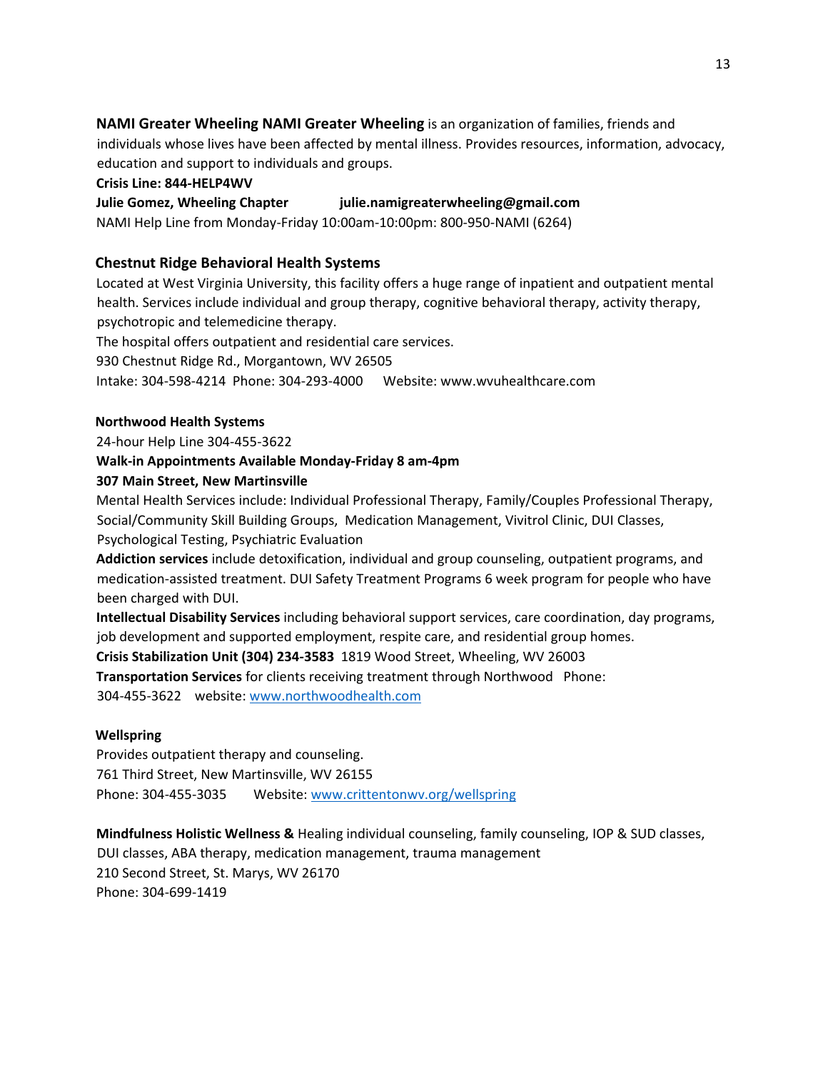**NAMI Greater Wheeling NAMI Greater Wheeling** is an organization of families, friends and individuals whose lives have been affected by mental illness. Provides resources, information, advocacy, education and support to individuals and groups.

**Crisis Line: 844-HELP4WV**

**Julie Gomez, Wheeling Chapter julie.namigreaterwheeling@gmail.com**

NAMI Help Line from Monday-Friday 10:00am-10:00pm: 800-950-NAMI (6264)

**Chestnut Ridge Behavioral Health Systems**

Located at West Virginia University, this facility offers a huge range of inpatient and outpatient mental health. Services include individual and group therapy, cognitive behavioral therapy, activity therapy, psychotropic and telemedicine therapy.

The hospital offers outpatient and residential care services.

930 Chestnut Ridge Rd., Morgantown, WV 26505

Intake: 304-598-4214 Phone: 304-293-4000 Website: www.wvuhealthcare.com

**Northwood Health Systems**

24-hour Help Line 304-455-3622

**Walk-in Appointments Available Monday-Friday 8 am-4pm**

**307 Main Street, New Martinsville**

Mental Health Services include: Individual Professional Therapy, Family/Couples Professional Therapy, Social/Community Skill Building Groups, Medication Management, Vivitrol Clinic, DUI Classes, Psychological Testing, Psychiatric Evaluation

**Addiction services** include detoxification, individual and group counseling, outpatient programs, and medication-assisted treatment. DUI Safety Treatment Programs 6 week program for people who have been charged with DUI.

**Intellectual Disability Services** including behavioral support services, care coordination, day programs, job development and supported employment, respite care, and residential group homes.

**Crisis Stabilization Unit (304) 234-3583** 1819 Wood Street, Wheeling, WV 26003

**Transportation Services** for clients receiving treatment through Northwood Phone: 304-455-3622 website: www.northwoodhealth.com

**Wellspring**

Provides outpatient therapy and counseling.

761 Third Street, New Martinsville, WV 26155

Phone: 304-455-3035 Website: www.crittentonwv.org/wellspring

**Mindfulness Holistic Wellness &** Healing individual counseling, family counseling, IOP & SUD classes, DUI classes, ABA therapy, medication management, trauma management

210 Second Street, St. Marys, WV 26170

Phone: 304-699-1419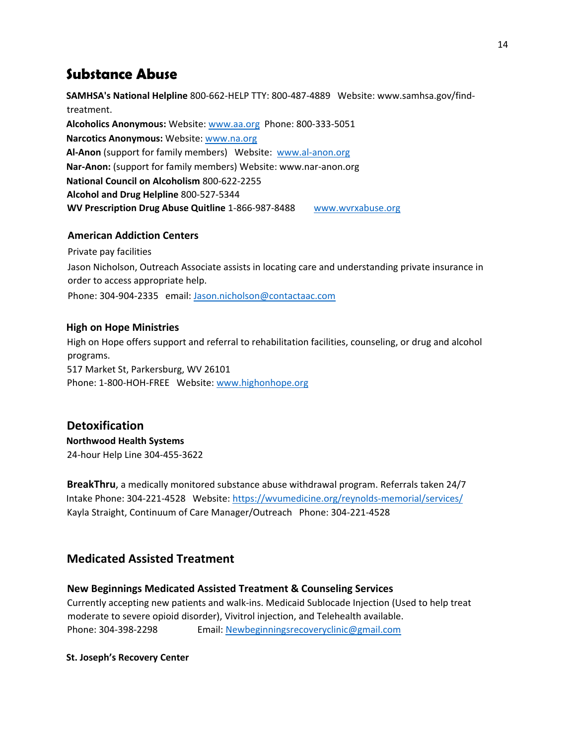# Substance Abuse

**SAMHSA's National Helpline** 800-662-HELP TTY: 800-487-4889 Website: www.samhsa.gov/find-treatment.
**Alcoholics Anonymous:** Website: www.aa.org Phone: 800-333-5051
**Narcotics Anonymous:** Website: www.na.org
**Al-Anon** (support for family members) Website: www.al-anon.org
**Nar-Anon:** (support for family members) Website: www.nar-anon.org
**National Council on Alcoholism** 800-622-2255
**Alcohol and Drug Helpline** 800-527-5344
**WV Prescription Drug Abuse Quitline** 1-866-987-8488 www.wvrxabuse.org

### American Addiction Centers

Private pay facilities
Jason Nicholson, Outreach Associate assists in locating care and understanding private insurance in order to access appropriate help.
Phone: 304-904-2335 email: Jason.nicholson@contactaac.com

### High on Hope Ministries

High on Hope offers support and referral to rehabilitation facilities, counseling, or drug and alcohol programs.
517 Market St, Parkersburg, WV 26101
Phone: 1-800-HOH-FREE Website: www.highonhope.org

## Detoxification

**Northwood Health Systems**
24-hour Help Line 304-455-3622

**BreakThru**, a medically monitored substance abuse withdrawal program. Referrals taken 24/7
Intake Phone: 304-221-4528 Website: https://wvumedicine.org/reynolds-memorial/services/
Kayla Straight, Continuum of Care Manager/Outreach Phone: 304-221-4528

## Medicated Assisted Treatment

### New Beginnings Medicated Assisted Treatment & Counseling Services

Currently accepting new patients and walk-ins. Medicaid Sublocade Injection (Used to help treat moderate to severe opioid disorder), Vivitrol injection, and Telehealth available.
Phone: 304-398-2298 Email: Newbeginningsrecoveryclinic@gmail.com

**St. Joseph's Recovery Center**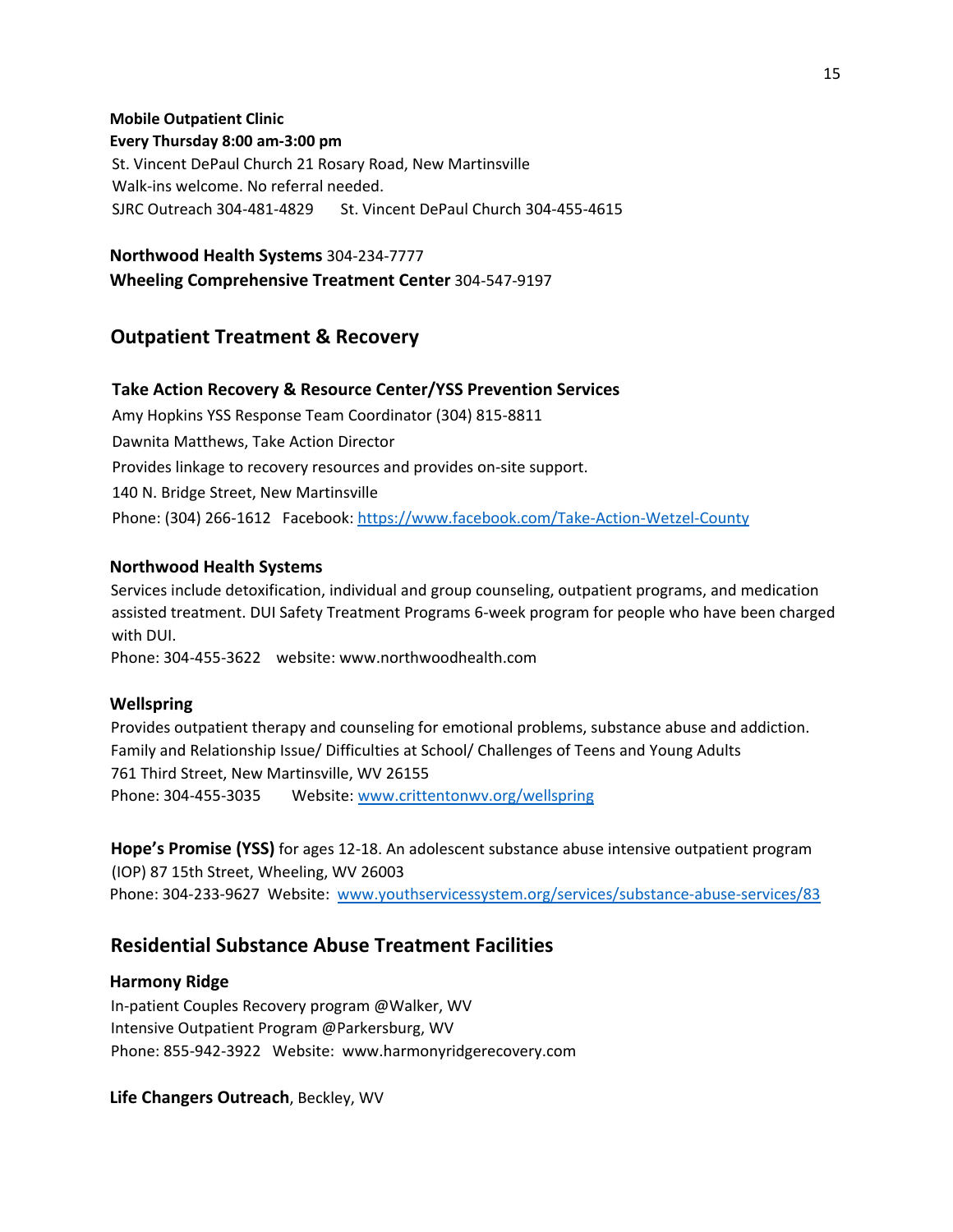**Mobile Outpatient Clinic**
**Every Thursday 8:00 am-3:00 pm**
St. Vincent DePaul Church 21 Rosary Road, New Martinsville
Walk-ins welcome. No referral needed.
SJRC Outreach 304-481-4829  St. Vincent DePaul Church 304-455-4615

**Northwood Health Systems** 304-234-7777
**Wheeling Comprehensive Treatment Center** 304-547-9197

## Outpatient Treatment & Recovery

**Take Action Recovery & Resource Center/YSS Prevention Services**
Amy Hopkins YSS Response Team Coordinator (304) 815-8811
Dawnita Matthews, Take Action Director
Provides linkage to recovery resources and provides on-site support.
140 N. Bridge Street, New Martinsville
Phone: (304) 266-1612  Facebook: https://www.facebook.com/Take-Action-Wetzel-County

**Northwood Health Systems**
Services include detoxification, individual and group counseling, outpatient programs, and medication assisted treatment. DUI Safety Treatment Programs 6-week program for people who have been charged with DUI.
Phone: 304-455-3622  website: www.northwoodhealth.com

**Wellspring**
Provides outpatient therapy and counseling for emotional problems, substance abuse and addiction.
Family and Relationship Issue/ Difficulties at School/ Challenges of Teens and Young Adults
761 Third Street, New Martinsville, WV 26155
Phone: 304-455-3035  Website: www.crittentonwv.org/wellspring

**Hope's Promise (YSS)** for ages 12-18. An adolescent substance abuse intensive outpatient program (IOP) 87 15th Street, Wheeling, WV 26003
Phone: 304-233-9627 Website: www.youthservicessystem.org/services/substance-abuse-services/83

## Residential Substance Abuse Treatment Facilities

**Harmony Ridge**
In-patient Couples Recovery program @Walker, WV
Intensive Outpatient Program @Parkersburg, WV
Phone: 855-942-3922 Website: www.harmonyridgerecovery.com

**Life Changers Outreach**, Beckley, WV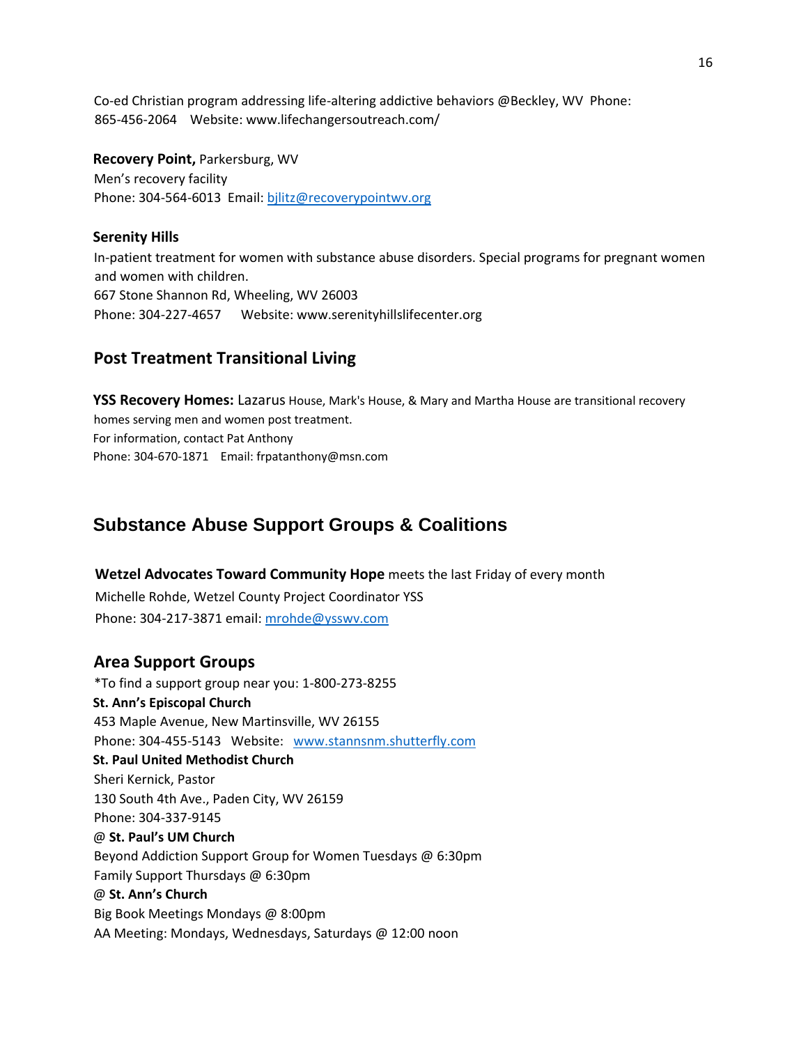Co-ed Christian program addressing life-altering addictive behaviors @Beckley, WV Phone: 865-456-2064 Website: www.lifechangersoutreach.com/

**Recovery Point,** Parkersburg, WV
Men's recovery facility
Phone: 304-564-6013 Email: bjlitz@recoverypointwv.org

**Serenity Hills**
In-patient treatment for women with substance abuse disorders. Special programs for pregnant women and women with children.
667 Stone Shannon Rd, Wheeling, WV 26003
Phone: 304-227-4657 Website: www.serenityhillslifecenter.org

## Post Treatment Transitional Living

**YSS Recovery Homes:** Lazarus House, Mark's House, & Mary and Martha House are transitional recovery homes serving men and women post treatment.
For information, contact Pat Anthony
Phone: 304-670-1871 Email: frpatanthony@msn.com

# Substance Abuse Support Groups & Coalitions

**Wetzel Advocates Toward Community Hope** meets the last Friday of every month
Michelle Rohde, Wetzel County Project Coordinator YSS
Phone: 304-217-3871 email: mrohde@ysswv.com

## Area Support Groups

*To find a support group near you: 1-800-273-8255

**St. Ann's Episcopal Church**
453 Maple Avenue, New Martinsville, WV 26155
Phone: 304-455-5143 Website: www.stannsnm.shutterfly.com

**St. Paul United Methodist Church**
Sheri Kernick, Pastor
130 South 4th Ave., Paden City, WV 26159
Phone: 304-337-9145

@ **St. Paul's UM Church**
Beyond Addiction Support Group for Women Tuesdays @ 6:30pm
Family Support Thursdays @ 6:30pm

@ **St. Ann's Church**
Big Book Meetings Mondays @ 8:00pm
AA Meeting: Mondays, Wednesdays, Saturdays @ 12:00 noon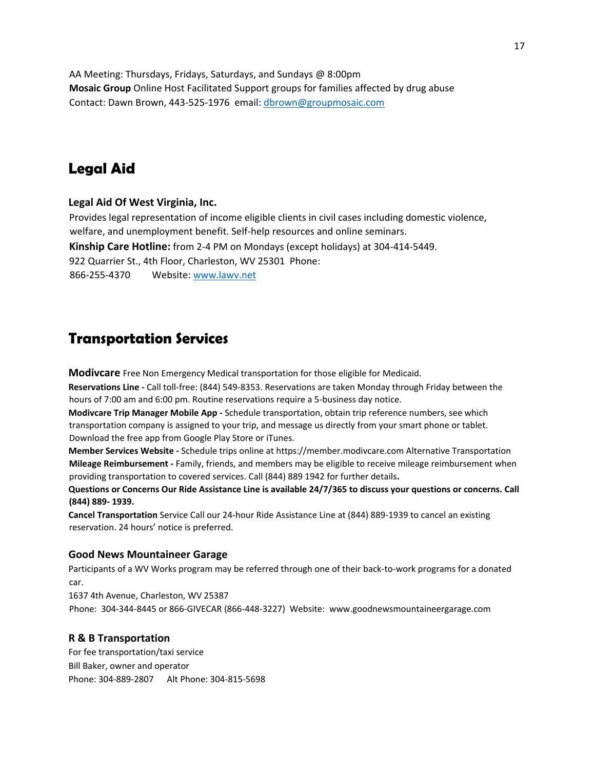AA Meeting: Thursdays, Fridays, Saturdays, and Sundays @ 8:00pm
**Mosaic Group** Online Host Facilitated Support groups for families affected by drug abuse
Contact: Dawn Brown, 443-525-1976 email: dbrown@groupmosaic.com

## Legal Aid

### Legal Aid Of West Virginia, Inc.

Provides legal representation of income eligible clients in civil cases including domestic violence, welfare, and unemployment benefit. Self-help resources and online seminars.
**Kinship Care Hotline:** from 2-4 PM on Mondays (except holidays) at 304-414-5449.
922 Quarrier St., 4th Floor, Charleston, WV 25301 Phone:
866-255-4370 Website: www.lawv.net

## Transportation Services

**Modivcare** Free Non Emergency Medical transportation for those eligible for Medicaid.
**Reservations Line -** Call toll-free: (844) 549-8353. Reservations are taken Monday through Friday between the hours of 7:00 am and 6:00 pm. Routine reservations require a 5-business day notice.
**Modivcare Trip Manager Mobile App -** Schedule transportation, obtain trip reference numbers, see which transportation company is assigned to your trip, and message us directly from your smart phone or tablet. Download the free app from Google Play Store or iTunes.
**Member Services Website -** Schedule trips online at https://member.modivcare.com Alternative Transportation
**Mileage Reimbursement -** Family, friends, and members may be eligible to receive mileage reimbursement when providing transportation to covered services. Call (844) 889 1942 for further details**.**
**Questions or Concerns Our Ride Assistance Line is available 24/7/365 to discuss your questions or concerns. Call (844) 889- 1939.**
**Cancel Transportation** Service Call our 24-hour Ride Assistance Line at (844) 889-1939 to cancel an existing reservation. 24 hours' notice is preferred.

### Good News Mountaineer Garage

Participants of a WV Works program may be referred through one of their back-to-work programs for a donated car.
1637 4th Avenue, Charleston, WV 25387
Phone: 304-344-8445 or 866-GIVECAR (866-448-3227) Website: www.goodnewsmountaineergarage.com

### R & B Transportation

For fee transportation/taxi service
Bill Baker, owner and operator
Phone: 304-889-2807 Alt Phone: 304-815-5698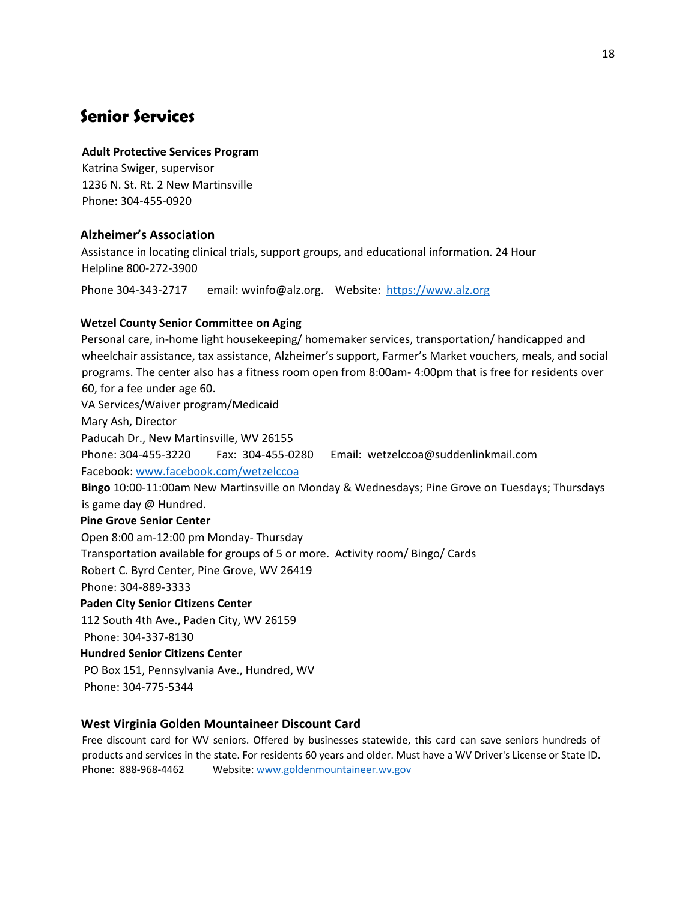# Senior Services

**Adult Protective Services Program**
Katrina Swiger, supervisor
1236 N. St. Rt. 2 New Martinsville
Phone: 304-455-0920

### Alzheimer's Association

Assistance in locating clinical trials, support groups, and educational information. 24 Hour Helpline 800-272-3900

Phone 304-343-2717 email: wvinfo@alz.org. Website: [https://www.alz.org](https://www.alz.org)

**Wetzel County Senior Committee on Aging**
Personal care, in-home light housekeeping/ homemaker services, transportation/ handicapped and wheelchair assistance, tax assistance, Alzheimer's support, Farmer's Market vouchers, meals, and social programs. The center also has a fitness room open from 8:00am- 4:00pm that is free for residents over 60, for a fee under age 60.
VA Services/Waiver program/Medicaid
Mary Ash, Director
Paducah Dr., New Martinsville, WV 26155
Phone: 304-455-3220 Fax: 304-455-0280 Email: wetzelccoa@suddenlinkmail.com
Facebook: [www.facebook.com/wetzelccoa](www.facebook.com/wetzelccoa)
**Bingo** 10:00-11:00am New Martinsville on Monday & Wednesdays; Pine Grove on Tuesdays; Thursdays is game day @ Hundred.

**Pine Grove Senior Center**
Open 8:00 am-12:00 pm Monday- Thursday
Transportation available for groups of 5 or more. Activity room/ Bingo/ Cards
Robert C. Byrd Center, Pine Grove, WV 26419
Phone: 304-889-3333

**Paden City Senior Citizens Center**
112 South 4th Ave., Paden City, WV 26159
Phone: 304-337-8130

**Hundred Senior Citizens Center**
PO Box 151, Pennsylvania Ave., Hundred, WV
Phone: 304-775-5344

### West Virginia Golden Mountaineer Discount Card

Free discount card for WV seniors. Offered by businesses statewide, this card can save seniors hundreds of products and services in the state. For residents 60 years and older. Must have a WV Driver's License or State ID.
Phone: 888-968-4462 Website: [www.goldenmountaineer.wv.gov](www.goldenmountaineer.wv.gov)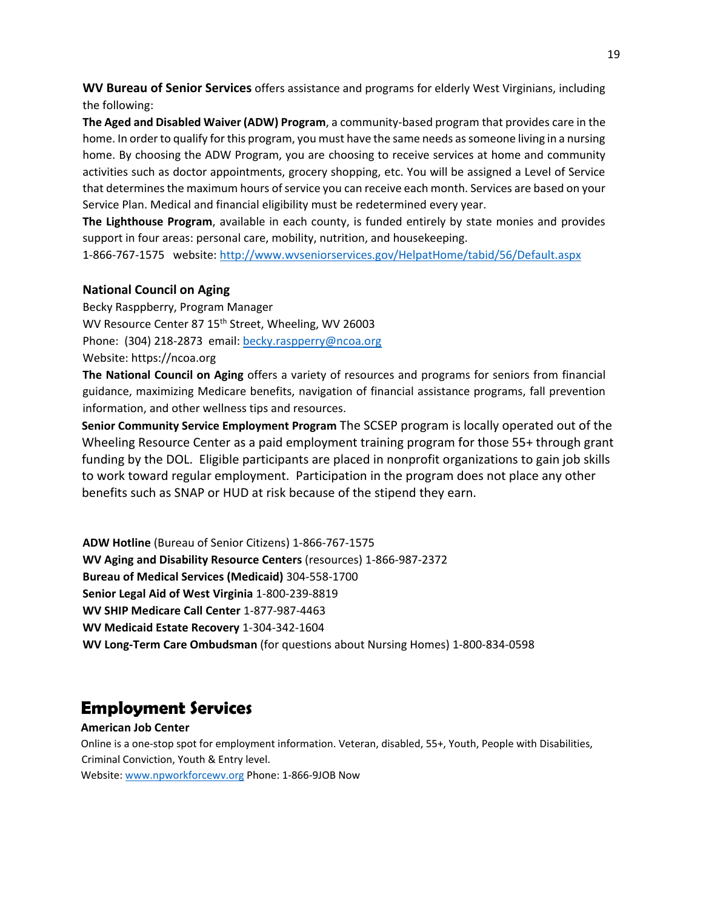**WV Bureau of Senior Services** offers assistance and programs for elderly West Virginians, including the following:

**The Aged and Disabled Waiver (ADW) Program**, a community-based program that provides care in the home. In order to qualify for this program, you must have the same needs as someone living in a nursing home. By choosing the ADW Program, you are choosing to receive services at home and community activities such as doctor appointments, grocery shopping, etc. You will be assigned a Level of Service that determines the maximum hours of service you can receive each month. Services are based on your Service Plan. Medical and financial eligibility must be redetermined every year.

**The Lighthouse Program**, available in each county, is funded entirely by state monies and provides support in four areas: personal care, mobility, nutrition, and housekeeping.

1-866-767-1575 website: http://www.wvseniorservices.gov/HelpatHome/tabid/56/Default.aspx

### National Council on Aging

Becky Rasppberry, Program Manager
WV Resource Center 87 15th Street, Wheeling, WV 26003
Phone: (304) 218-2873 email: becky.raspperry@ncoa.org
Website: https://ncoa.org

**The National Council on Aging** offers a variety of resources and programs for seniors from financial guidance, maximizing Medicare benefits, navigation of financial assistance programs, fall prevention information, and other wellness tips and resources.

**Senior Community Service Employment Program** The SCSEP program is locally operated out of the Wheeling Resource Center as a paid employment training program for those 55+ through grant funding by the DOL. Eligible participants are placed in nonprofit organizations to gain job skills to work toward regular employment. Participation in the program does not place any other benefits such as SNAP or HUD at risk because of the stipend they earn.

**ADW Hotline** (Bureau of Senior Citizens) 1-866-767-1575
**WV Aging and Disability Resource Centers** (resources) 1-866-987-2372
**Bureau of Medical Services (Medicaid)** 304-558-1700
**Senior Legal Aid of West Virginia** 1-800-239-8819
**WV SHIP Medicare Call Center** 1-877-987-4463
**WV Medicaid Estate Recovery** 1-304-342-1604
**WV Long-Term Care Ombudsman** (for questions about Nursing Homes) 1-800-834-0598

## Employment Services

**American Job Center**

Online is a one-stop spot for employment information. Veteran, disabled, 55+, Youth, People with Disabilities, Criminal Conviction, Youth & Entry level.

Website: www.npworkforcewv.org Phone: 1-866-9JOB Now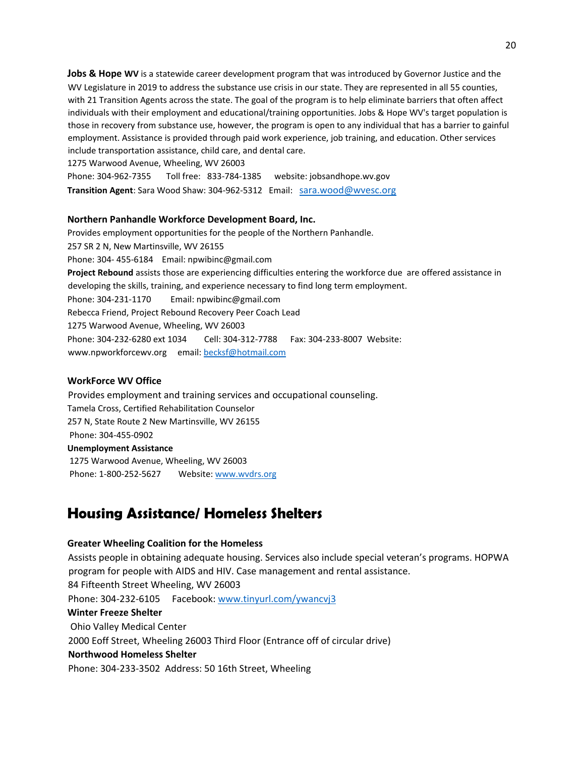**Jobs & Hope WV** is a statewide career development program that was introduced by Governor Justice and the WV Legislature in 2019 to address the substance use crisis in our state. They are represented in all 55 counties, with 21 Transition Agents across the state. The goal of the program is to help eliminate barriers that often affect individuals with their employment and educational/training opportunities. Jobs & Hope WV's target population is those in recovery from substance use, however, the program is open to any individual that has a barrier to gainful employment. Assistance is provided through paid work experience, job training, and education. Other services include transportation assistance, child care, and dental care.

1275 Warwood Avenue, Wheeling, WV 26003

Phone: 304-962-7355 Toll free: 833-784-1385 website: jobsandhope.wv.gov

**Transition Agent**: Sara Wood Shaw: 304-962-5312 Email: sara.wood@wvesc.org

**Northern Panhandle Workforce Development Board, Inc.**

Provides employment opportunities for the people of the Northern Panhandle.

257 SR 2 N, New Martinsville, WV 26155

Phone: 304- 455-6184 Email: npwibinc@gmail.com

**Project Rebound** assists those are experiencing difficulties entering the workforce due are offered assistance in developing the skills, training, and experience necessary to find long term employment.

Phone: 304-231-1170 Email: npwibinc@gmail.com

Rebecca Friend, Project Rebound Recovery Peer Coach Lead

1275 Warwood Avenue, Wheeling, WV 26003

Phone: 304-232-6280 ext 1034 Cell: 304-312-7788 Fax: 304-233-8007 Website: www.npworkforcewv.org email: becksf@hotmail.com

**WorkForce WV Office**

Provides employment and training services and occupational counseling.

Tamela Cross, Certified Rehabilitation Counselor

257 N, State Route 2 New Martinsville, WV 26155

Phone: 304-455-0902

**Unemployment Assistance**

1275 Warwood Avenue, Wheeling, WV 26003

Phone: 1-800-252-5627 Website: www.wvdrs.org

## Housing Assistance/ Homeless Shelters

**Greater Wheeling Coalition for the Homeless**

Assists people in obtaining adequate housing. Services also include special veteran's programs. HOPWA program for people with AIDS and HIV. Case management and rental assistance.

84 Fifteenth Street Wheeling, WV 26003

Phone: 304-232-6105 Facebook: www.tinyurl.com/ywancvj3

**Winter Freeze Shelter**

Ohio Valley Medical Center

2000 Eoff Street, Wheeling 26003 Third Floor (Entrance off of circular drive)

**Northwood Homeless Shelter**

Phone: 304-233-3502 Address: 50 16th Street, Wheeling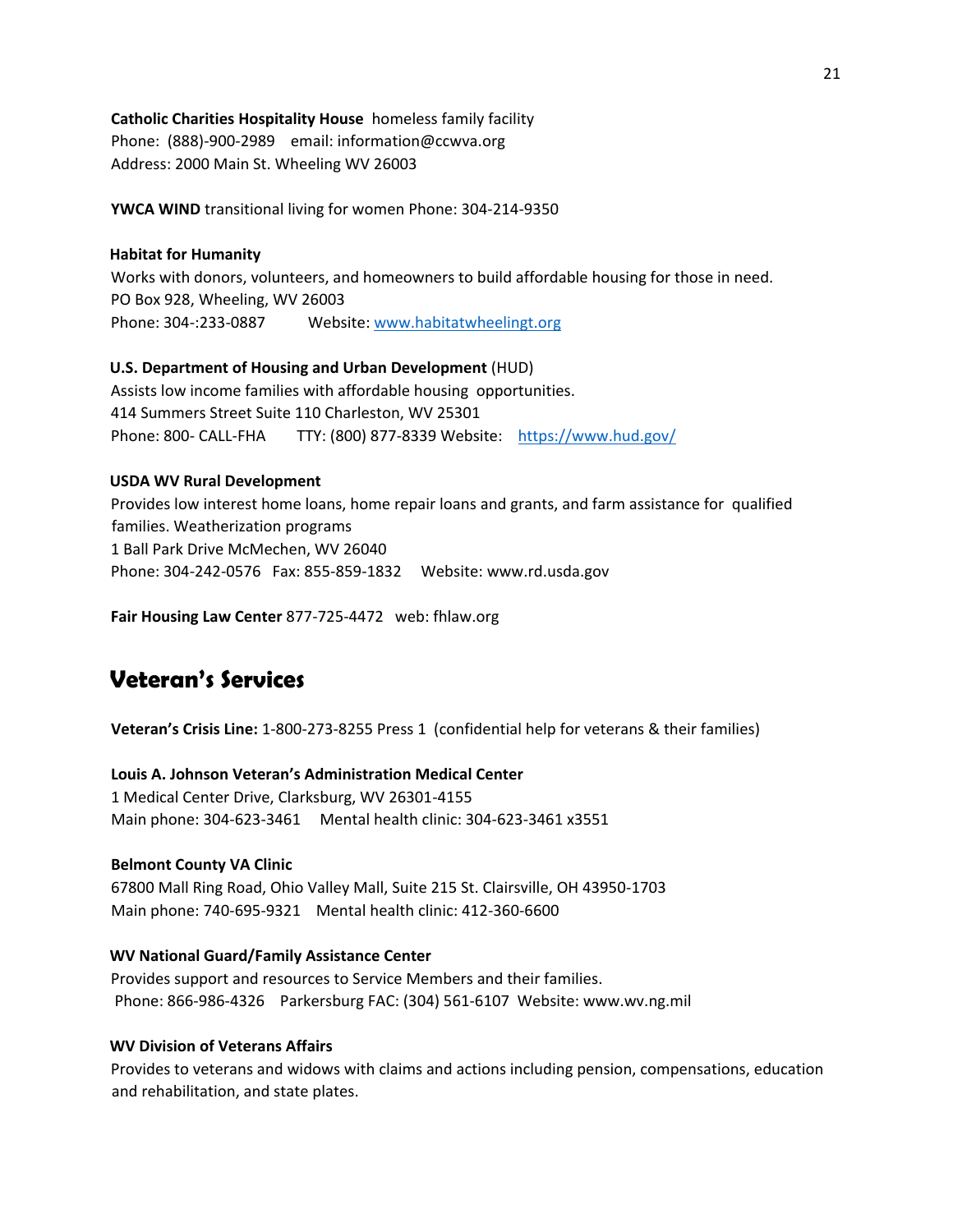**Catholic Charities Hospitality House** homeless family facility
Phone: (888)-900-2989 email: information@ccwva.org
Address: 2000 Main St. Wheeling WV 26003

**YWCA WIND** transitional living for women Phone: 304-214-9350

**Habitat for Humanity**
Works with donors, volunteers, and homeowners to build affordable housing for those in need.
PO Box 928, Wheeling, WV 26003
Phone: 304-:233-0887 Website: [www.habitatwheelingt.org](www.habitatwheelingt.org)

**U.S. Department of Housing and Urban Development** (HUD)
Assists low income families with affordable housing opportunities.
414 Summers Street Suite 110 Charleston, WV 25301
Phone: 800- CALL-FHA TTY: (800) 877-8339 Website: [https://www.hud.gov/](https://www.hud.gov/)

**USDA WV Rural Development**
Provides low interest home loans, home repair loans and grants, and farm assistance for qualified families. Weatherization programs
1 Ball Park Drive McMechen, WV 26040
Phone: 304-242-0576 Fax: 855-859-1832 Website: www.rd.usda.gov

**Fair Housing Law Center** 877-725-4472 web: fhlaw.org

## Veteran's Services

**Veteran's Crisis Line:** 1-800-273-8255 Press 1 (confidential help for veterans & their families)

**Louis A. Johnson Veteran's Administration Medical Center**
1 Medical Center Drive, Clarksburg, WV 26301-4155
Main phone: 304-623-3461 Mental health clinic: 304-623-3461 x3551

**Belmont County VA Clinic**
67800 Mall Ring Road, Ohio Valley Mall, Suite 215 St. Clairsville, OH 43950-1703
Main phone: 740-695-9321 Mental health clinic: 412-360-6600

**WV National Guard/Family Assistance Center**
Provides support and resources to Service Members and their families.
Phone: 866-986-4326 Parkersburg FAC: (304) 561-6107 Website: www.wv.ng.mil

**WV Division of Veterans Affairs**
Provides to veterans and widows with claims and actions including pension, compensations, education and rehabilitation, and state plates.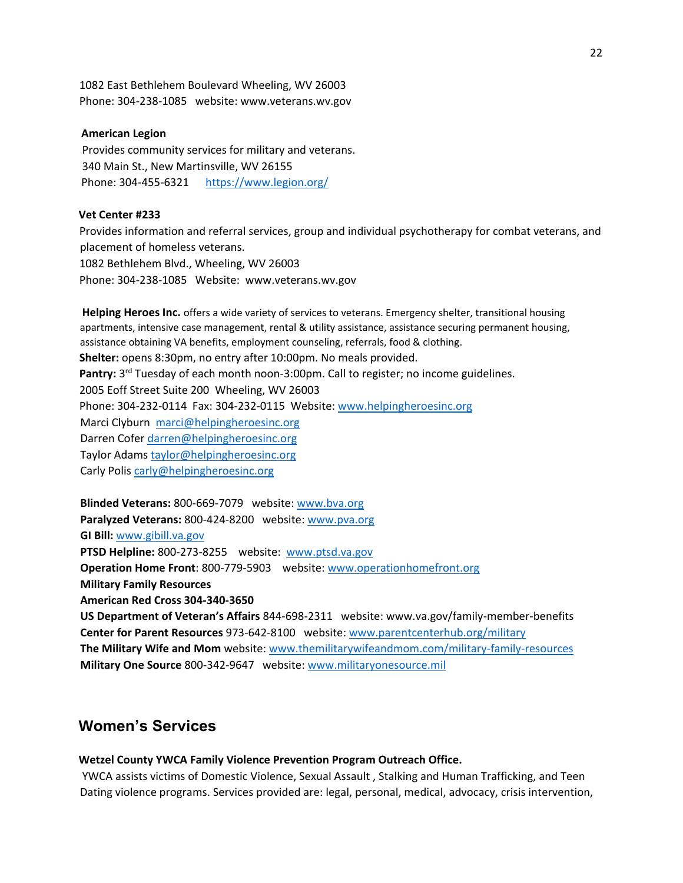1082 East Bethlehem Boulevard Wheeling, WV 26003
Phone: 304-238-1085 website: www.veterans.wv.gov

**American Legion**
Provides community services for military and veterans.
340 Main St., New Martinsville, WV 26155
Phone: 304-455-6321 https://www.legion.org/

**Vet Center #233**
Provides information and referral services, group and individual psychotherapy for combat veterans, and placement of homeless veterans.
1082 Bethlehem Blvd., Wheeling, WV 26003
Phone: 304-238-1085 Website: www.veterans.wv.gov

**Helping Heroes Inc.** offers a wide variety of services to veterans. Emergency shelter, transitional housing apartments, intensive case management, rental & utility assistance, assistance securing permanent housing, assistance obtaining VA benefits, employment counseling, referrals, food & clothing.
**Shelter:** opens 8:30pm, no entry after 10:00pm. No meals provided.
**Pantry:** 3rd Tuesday of each month noon-3:00pm. Call to register; no income guidelines.
2005 Eoff Street Suite 200 Wheeling, WV 26003
Phone: 304-232-0114 Fax: 304-232-0115 Website: www.helpingheroesinc.org
Marci Clyburn marci@helpingheroesinc.org
Darren Cofer darren@helpingheroesinc.org
Taylor Adams taylor@helpingheroesinc.org
Carly Polis carly@helpingheroesinc.org

**Blinded Veterans:** 800-669-7079 website: www.bva.org
**Paralyzed Veterans:** 800-424-8200 website: www.pva.org
**GI Bill:** www.gibill.va.gov
**PTSD Helpline:** 800-273-8255 website: www.ptsd.va.gov
**Operation Home Front**: 800-779-5903 website: www.operationhomefront.org
**Military Family Resources**
**American Red Cross 304-340-3650**
**US Department of Veteran's Affairs** 844-698-2311 website: www.va.gov/family-member-benefits
**Center for Parent Resources** 973-642-8100 website: www.parentcenterhub.org/military
**The Military Wife and Mom** website: www.themilitarywifeandmom.com/military-family-resources
**Military One Source** 800-342-9647 website: www.militaryonesource.mil

## Women's Services

**Wetzel County YWCA Family Violence Prevention Program Outreach Office.**
YWCA assists victims of Domestic Violence, Sexual Assault , Stalking and Human Trafficking, and Teen Dating violence programs. Services provided are: legal, personal, medical, advocacy, crisis intervention,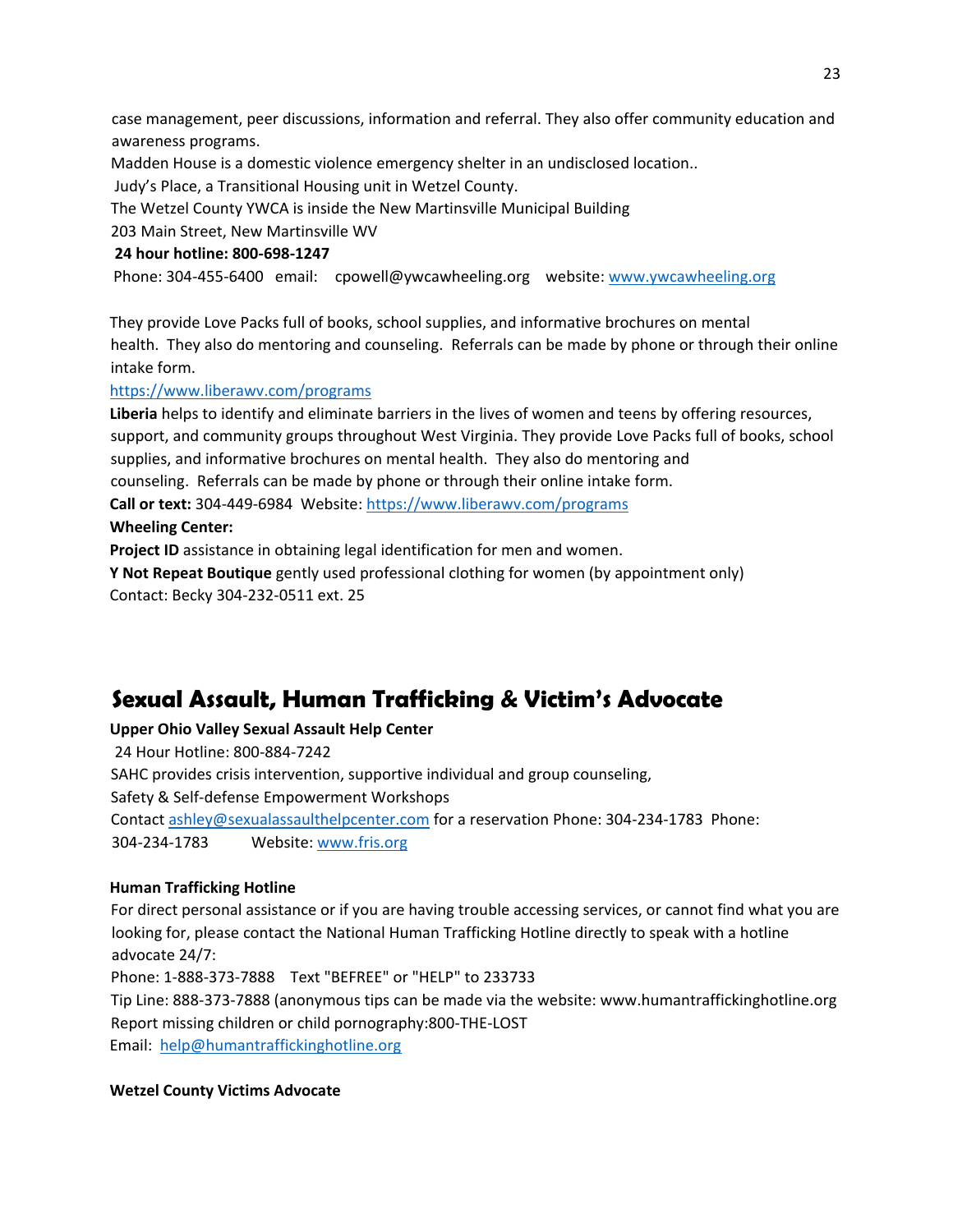case management, peer discussions, information and referral. They also offer community education and awareness programs.

Madden House is a domestic violence emergency shelter in an undisclosed location..

Judy's Place, a Transitional Housing unit in Wetzel County.

The Wetzel County YWCA is inside the New Martinsville Municipal Building

203 Main Street, New Martinsville WV

**24 hour hotline: 800-698-1247**

Phone: 304-455-6400 email: cpowell@ywcawheeling.org website: [www.ywcawheeling.org](www.ywcawheeling.org)

They provide Love Packs full of books, school supplies, and informative brochures on mental health. They also do mentoring and counseling. Referrals can be made by phone or through their online intake form.

[https://www.liberawv.com/programs](https://www.liberawv.com/programs)

**Liberia** helps to identify and eliminate barriers in the lives of women and teens by offering resources, support, and community groups throughout West Virginia. They provide Love Packs full of books, school supplies, and informative brochures on mental health. They also do mentoring and counseling. Referrals can be made by phone or through their online intake form.

**Call or text:** 304-449-6984 Website: [https://www.liberawv.com/programs](https://www.liberawv.com/programs)

**Wheeling Center:**

**Project ID** assistance in obtaining legal identification for men and women.

**Y Not Repeat Boutique** gently used professional clothing for women (by appointment only)

Contact: Becky 304-232-0511 ext. 25

# Sexual Assault, Human Trafficking & Victim's Advocate

**Upper Ohio Valley Sexual Assault Help Center**

24 Hour Hotline: 800-884-7242

SAHC provides crisis intervention, supportive individual and group counseling,

Safety & Self-defense Empowerment Workshops

Contact [ashley@sexualassaulthelpcenter.com](mailto:ashley@sexualassaulthelpcenter.com) for a reservation Phone: 304-234-1783 Phone: 304-234-1783 Website: [www.fris.org](www.fris.org)

**Human Trafficking Hotline**

For direct personal assistance or if you are having trouble accessing services, or cannot find what you are looking for, please contact the National Human Trafficking Hotline directly to speak with a hotline advocate 24/7:

Phone: 1-888-373-7888 Text "BEFREE" or "HELP" to 233733

Tip Line: 888-373-7888 (anonymous tips can be made via the website: www.humantraffickinghotline.org

Report missing children or child pornography:800-THE-LOST

Email: [help@humantraffickinghotline.org](mailto:help@humantraffickinghotline.org)

**Wetzel County Victims Advocate**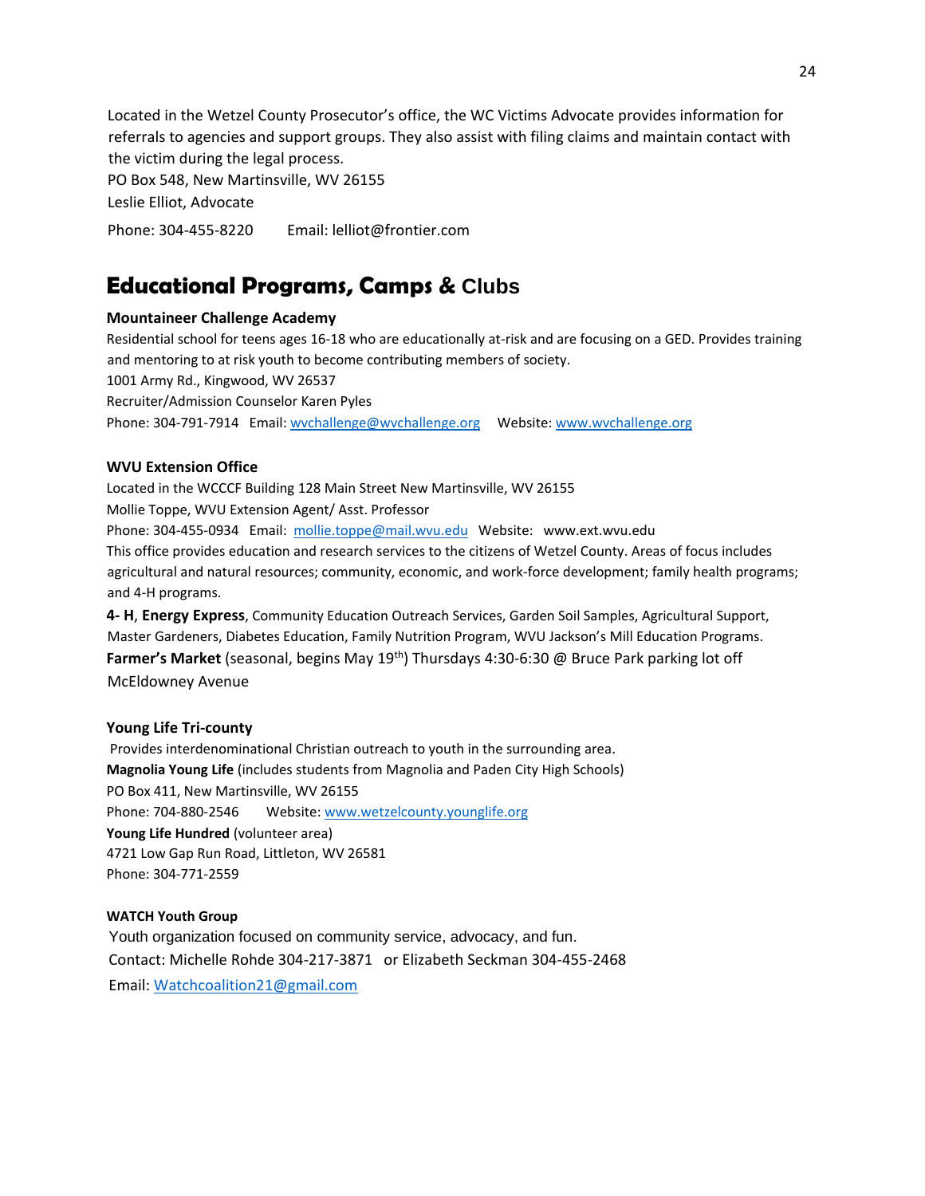Located in the Wetzel County Prosecutor's office, the WC Victims Advocate provides information for referrals to agencies and support groups. They also assist with filing claims and maintain contact with the victim during the legal process.
PO Box 548, New Martinsville, WV 26155
Leslie Elliot, Advocate
Phone: 304-455-8220 Email: lelliot@frontier.com

## Educational Programs, Camps & Clubs

**Mountaineer Challenge Academy**
Residential school for teens ages 16-18 who are educationally at-risk and are focusing on a GED. Provides training and mentoring to at risk youth to become contributing members of society.
1001 Army Rd., Kingwood, WV 26537
Recruiter/Admission Counselor Karen Pyles
Phone: 304-791-7914 Email: wvchallenge@wvchallenge.org Website: www.wvchallenge.org

**WVU Extension Office**
Located in the WCCCF Building 128 Main Street New Martinsville, WV 26155
Mollie Toppe, WVU Extension Agent/ Asst. Professor
Phone: 304-455-0934 Email: mollie.toppe@mail.wvu.edu Website: www.ext.wvu.edu
This office provides education and research services to the citizens of Wetzel County. Areas of focus includes agricultural and natural resources; community, economic, and work-force development; family health programs; and 4-H programs.
**4- H**, **Energy Express**, Community Education Outreach Services, Garden Soil Samples, Agricultural Support, Master Gardeners, Diabetes Education, Family Nutrition Program, WVU Jackson's Mill Education Programs.
**Farmer's Market** (seasonal, begins May 19th) Thursdays 4:30-6:30 @ Bruce Park parking lot off McEldowney Avenue

**Young Life Tri-county**
Provides interdenominational Christian outreach to youth in the surrounding area.
**Magnolia Young Life** (includes students from Magnolia and Paden City High Schools)
PO Box 411, New Martinsville, WV 26155
Phone: 704-880-2546 Website: www.wetzelcounty.younglife.org
**Young Life Hundred** (volunteer area)
4721 Low Gap Run Road, Littleton, WV 26581
Phone: 304-771-2559

**WATCH Youth Group**
Youth organization focused on community service, advocacy, and fun.
Contact: Michelle Rohde 304-217-3871 or Elizabeth Seckman 304-455-2468
Email: Watchcoalition21@gmail.com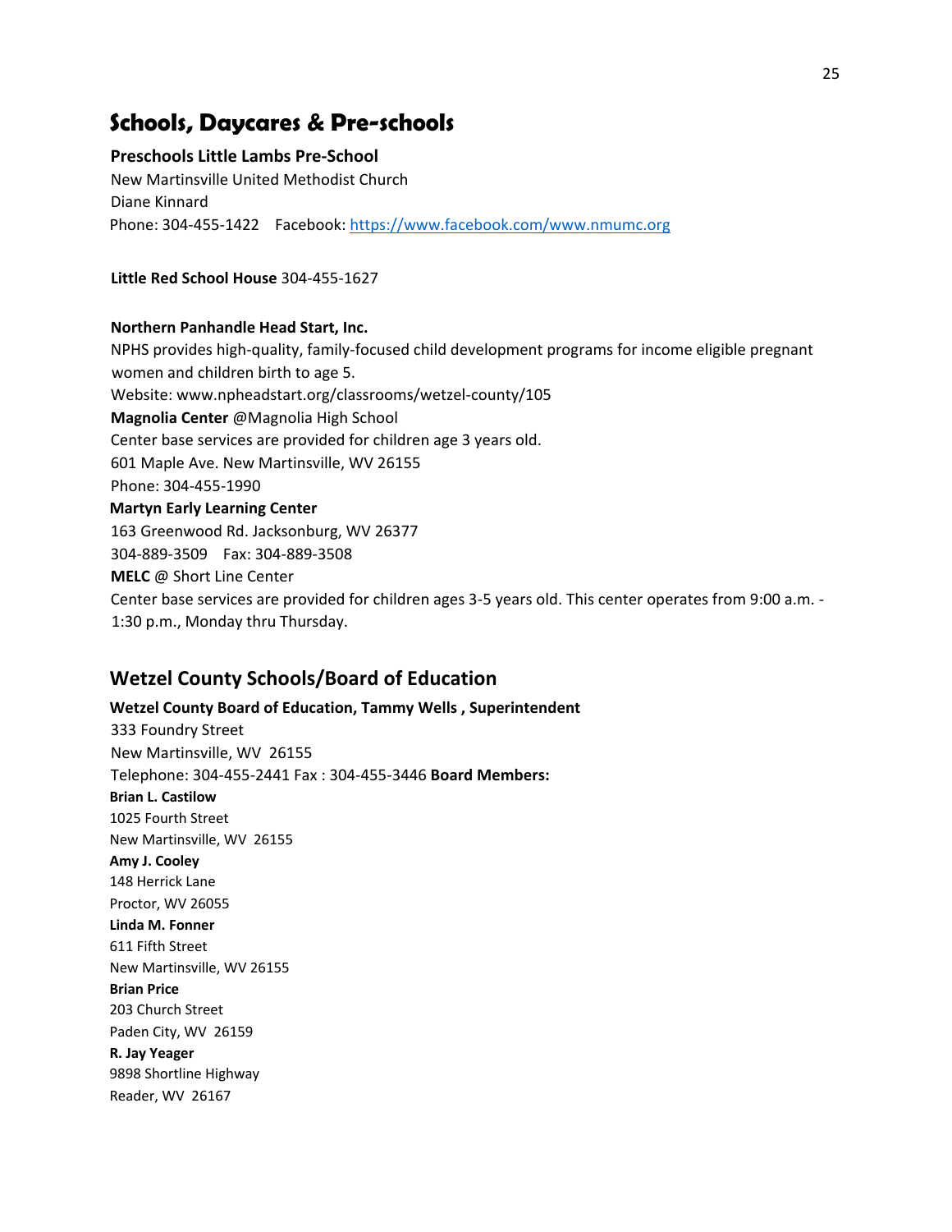# Schools, Daycares & Pre-schools

**Preschools Little Lambs Pre-School**
New Martinsville United Methodist Church
Diane Kinnard
Phone: 304-455-1422 Facebook: [https://www.facebook.com/www.nmumc.org](https://www.facebook.com/www.nmumc.org)

**Little Red School House** 304-455-1627

**Northern Panhandle Head Start, Inc.**
NPHS provides high-quality, family-focused child development programs for income eligible pregnant women and children birth to age 5.
Website: www.npheadstart.org/classrooms/wetzel-county/105
**Magnolia Center** @Magnolia High School
Center base services are provided for children age 3 years old.
601 Maple Ave. New Martinsville, WV 26155
Phone: 304-455-1990
**Martyn Early Learning Center**
163 Greenwood Rd. Jacksonburg, WV 26377
304-889-3509 Fax: 304-889-3508
**MELC** @ Short Line Center
Center base services are provided for children ages 3-5 years old. This center operates from 9:00 a.m. - 1:30 p.m., Monday thru Thursday.

## Wetzel County Schools/Board of Education

**Wetzel County Board of Education, Tammy Wells , Superintendent**
333 Foundry Street
New Martinsville, WV 26155
Telephone: 304-455-2441 Fax : 304-455-3446 **Board Members:**

**Brian L. Castilow**
1025 Fourth Street
New Martinsville, WV 26155

**Amy J. Cooley**
148 Herrick Lane
Proctor, WV 26055

**Linda M. Fonner**
611 Fifth Street
New Martinsville, WV 26155

**Brian Price**
203 Church Street
Paden City, WV 26159

**R. Jay Yeager**
9898 Shortline Highway
Reader, WV 26167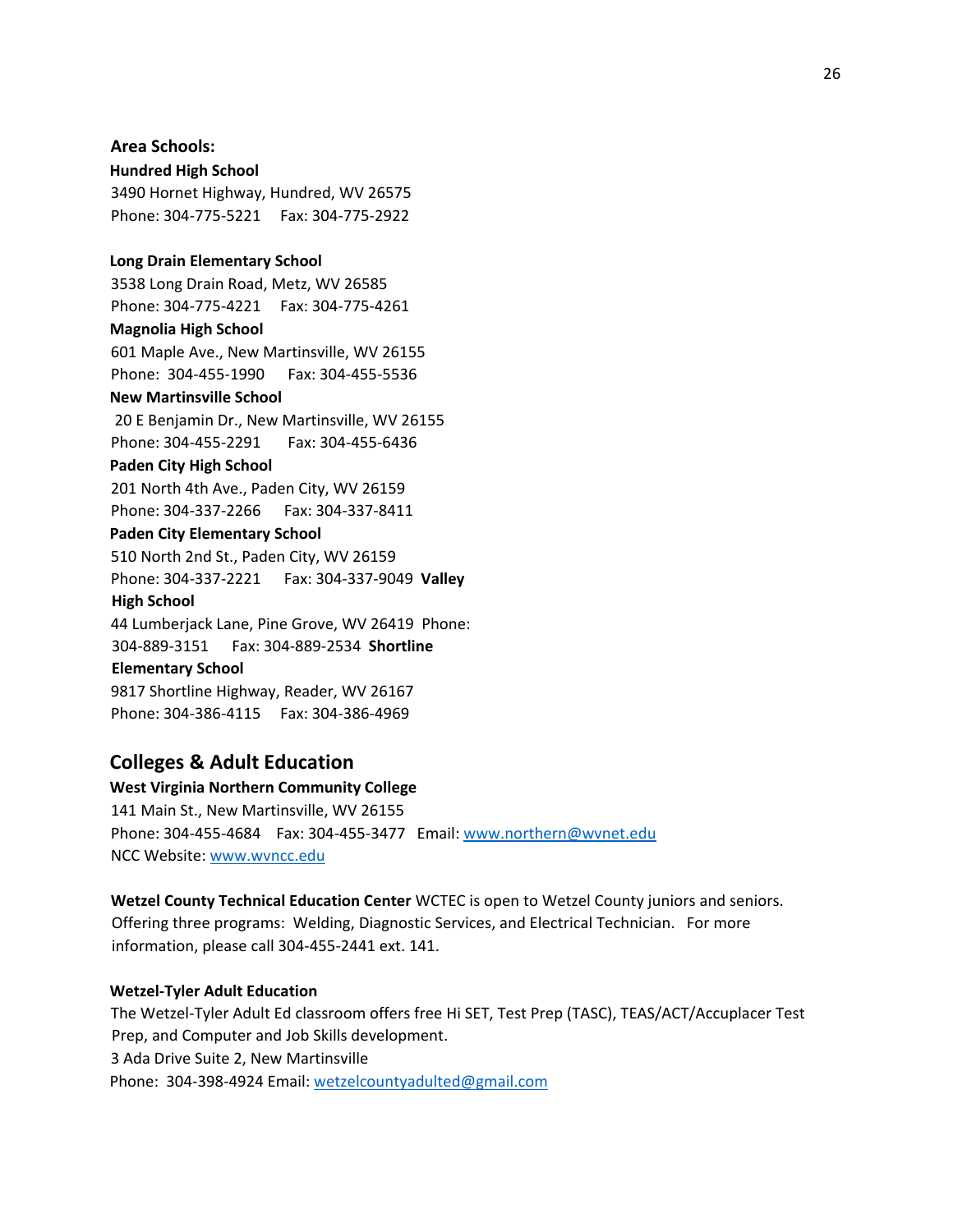### Area Schools:

**Hundred High School**
3490 Hornet Highway, Hundred, WV 26575
Phone: 304-775-5221 Fax: 304-775-2922

**Long Drain Elementary School**
3538 Long Drain Road, Metz, WV 26585
Phone: 304-775-4221 Fax: 304-775-4261

**Magnolia High School**
601 Maple Ave., New Martinsville, WV 26155
Phone: 304-455-1990 Fax: 304-455-5536

**New Martinsville School**
20 E Benjamin Dr., New Martinsville, WV 26155
Phone: 304-455-2291 Fax: 304-455-6436

**Paden City High School**
201 North 4th Ave., Paden City, WV 26159
Phone: 304-337-2266 Fax: 304-337-8411

**Paden City Elementary School**
510 North 2nd St., Paden City, WV 26159
Phone: 304-337-2221 Fax: 304-337-9049

**Valley High School**
44 Lumberjack Lane, Pine Grove, WV 26419
Phone: 304-889-3151 Fax: 304-889-2534

**Shortline Elementary School**
9817 Shortline Highway, Reader, WV 26167
Phone: 304-386-4115 Fax: 304-386-4969

## Colleges & Adult Education

**West Virginia Northern Community College**
141 Main St., New Martinsville, WV 26155
Phone: 304-455-4684 Fax: 304-455-3477 Email: www.northern@wvnet.edu
NCC Website: www.wvncc.edu

**Wetzel County Technical Education Center** WCTEC is open to Wetzel County juniors and seniors. Offering three programs: Welding, Diagnostic Services, and Electrical Technician. For more information, please call 304-455-2441 ext. 141.

**Wetzel-Tyler Adult Education**
The Wetzel-Tyler Adult Ed classroom offers free Hi SET, Test Prep (TASC), TEAS/ACT/Accuplacer Test Prep, and Computer and Job Skills development.
3 Ada Drive Suite 2, New Martinsville
Phone: 304-398-4924 Email: wetzelcountyadulted@gmail.com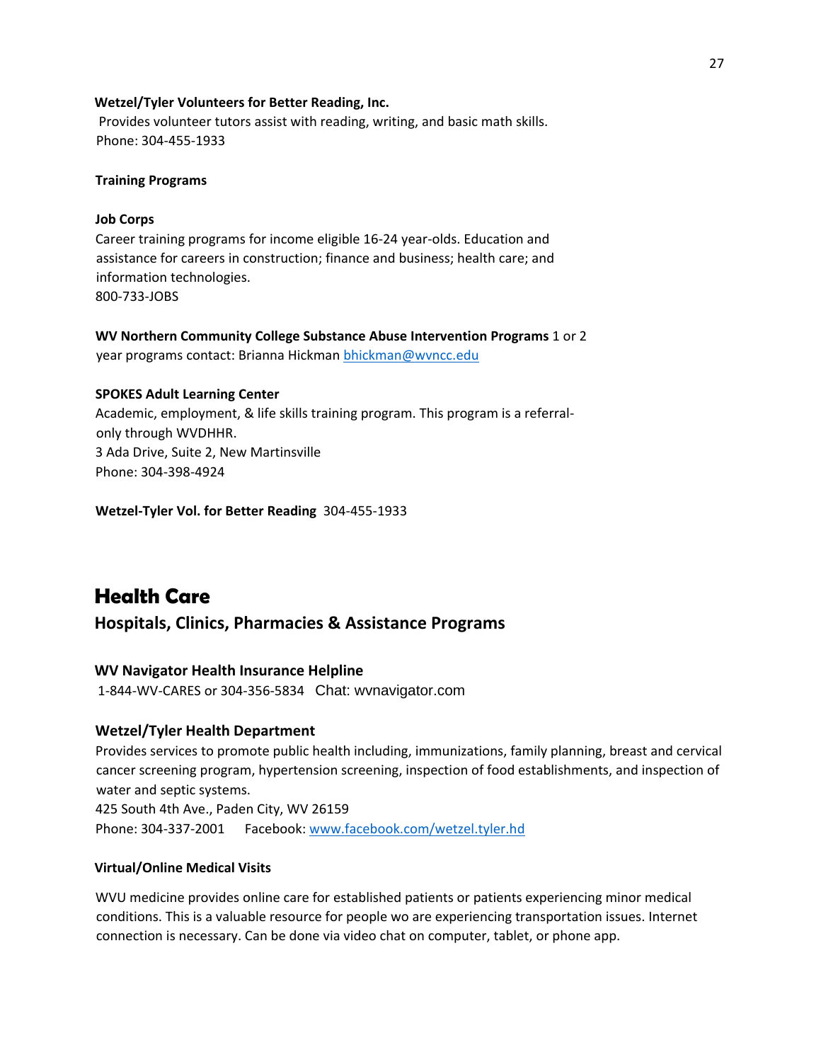**Wetzel/Tyler Volunteers for Better Reading, Inc.**
Provides volunteer tutors assist with reading, writing, and basic math skills.
Phone: 304-455-1933

**Training Programs**

**Job Corps**
Career training programs for income eligible 16-24 year-olds. Education and assistance for careers in construction; finance and business; health care; and information technologies.
800-733-JOBS

**WV Northern Community College Substance Abuse Intervention Programs** 1 or 2 year programs contact: Brianna Hickman bhickman@wvncc.edu

**SPOKES Adult Learning Center**
Academic, employment, & life skills training program. This program is a referral-only through WVDHHR.
3 Ada Drive, Suite 2, New Martinsville
Phone: 304-398-4924

**Wetzel-Tyler Vol. for Better Reading** 304-455-1933

# Health Care

## Hospitals, Clinics, Pharmacies & Assistance Programs

### WV Navigator Health Insurance Helpline

1-844-WV-CARES or 304-356-5834 Chat: wvnavigator.com

### Wetzel/Tyler Health Department

Provides services to promote public health including, immunizations, family planning, breast and cervical cancer screening program, hypertension screening, inspection of food establishments, and inspection of water and septic systems.
425 South 4th Ave., Paden City, WV 26159
Phone: 304-337-2001 Facebook: www.facebook.com/wetzel.tyler.hd

**Virtual/Online Medical Visits**

WVU medicine provides online care for established patients or patients experiencing minor medical conditions. This is a valuable resource for people wo are experiencing transportation issues. Internet connection is necessary. Can be done via video chat on computer, tablet, or phone app.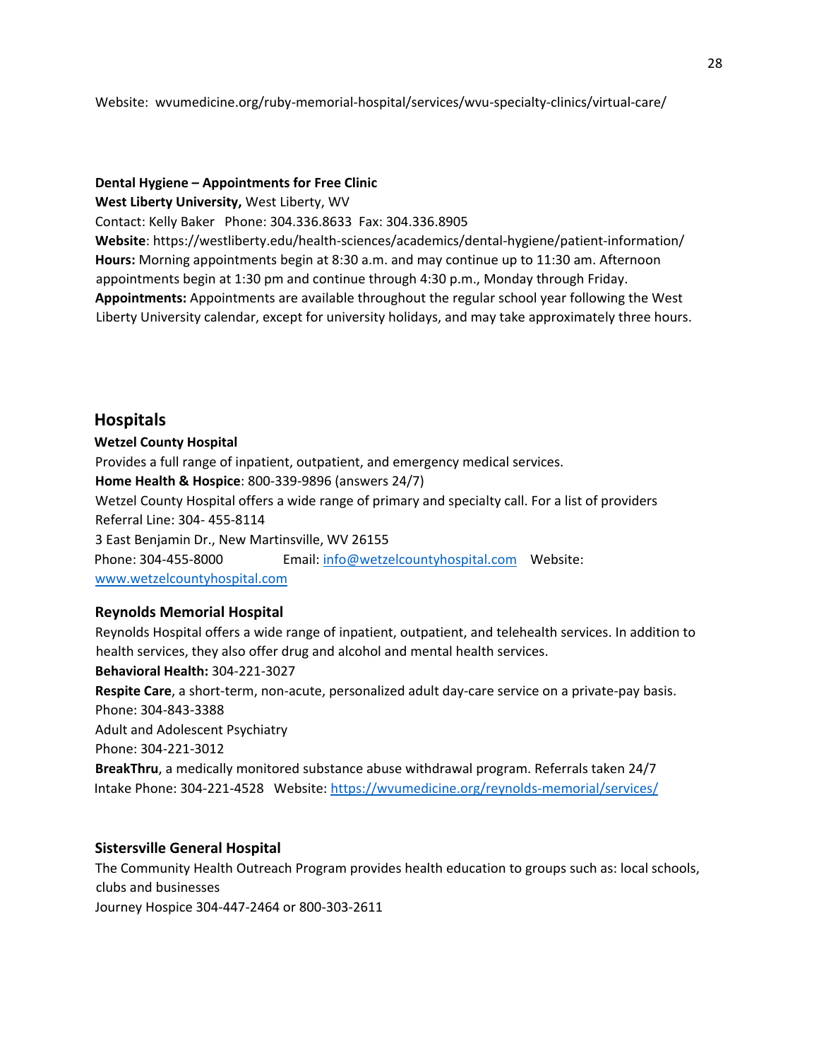Website: wvumedicine.org/ruby-memorial-hospital/services/wvu-specialty-clinics/virtual-care/

**Dental Hygiene – Appointments for Free Clinic**

**West Liberty University,** West Liberty, WV

Contact: Kelly Baker Phone: 304.336.8633 Fax: 304.336.8905

**Website**: https://westliberty.edu/health-sciences/academics/dental-hygiene/patient-information/

**Hours:** Morning appointments begin at 8:30 a.m. and may continue up to 11:30 am. Afternoon appointments begin at 1:30 pm and continue through 4:30 p.m., Monday through Friday.

**Appointments:** Appointments are available throughout the regular school year following the West Liberty University calendar, except for university holidays, and may take approximately three hours.

## Hospitals

**Wetzel County Hospital**

Provides a full range of inpatient, outpatient, and emergency medical services.

**Home Health & Hospice**: 800-339-9896 (answers 24/7)

Wetzel County Hospital offers a wide range of primary and specialty call. For a list of providers

Referral Line: 304- 455-8114

3 East Benjamin Dr., New Martinsville, WV 26155

Phone: 304-455-8000 Email: info@wetzelcountyhospital.com Website: www.wetzelcountyhospital.com

### Reynolds Memorial Hospital

Reynolds Hospital offers a wide range of inpatient, outpatient, and telehealth services. In addition to health services, they also offer drug and alcohol and mental health services.

**Behavioral Health:** 304-221-3027

**Respite Care**, a short-term, non-acute, personalized adult day-care service on a private-pay basis.

Phone: 304-843-3388

Adult and Adolescent Psychiatry

Phone: 304-221-3012

**BreakThru**, a medically monitored substance abuse withdrawal program. Referrals taken 24/7

Intake Phone: 304-221-4528 Website: https://wvumedicine.org/reynolds-memorial/services/

### Sistersville General Hospital

The Community Health Outreach Program provides health education to groups such as: local schools, clubs and businesses

Journey Hospice 304-447-2464 or 800-303-2611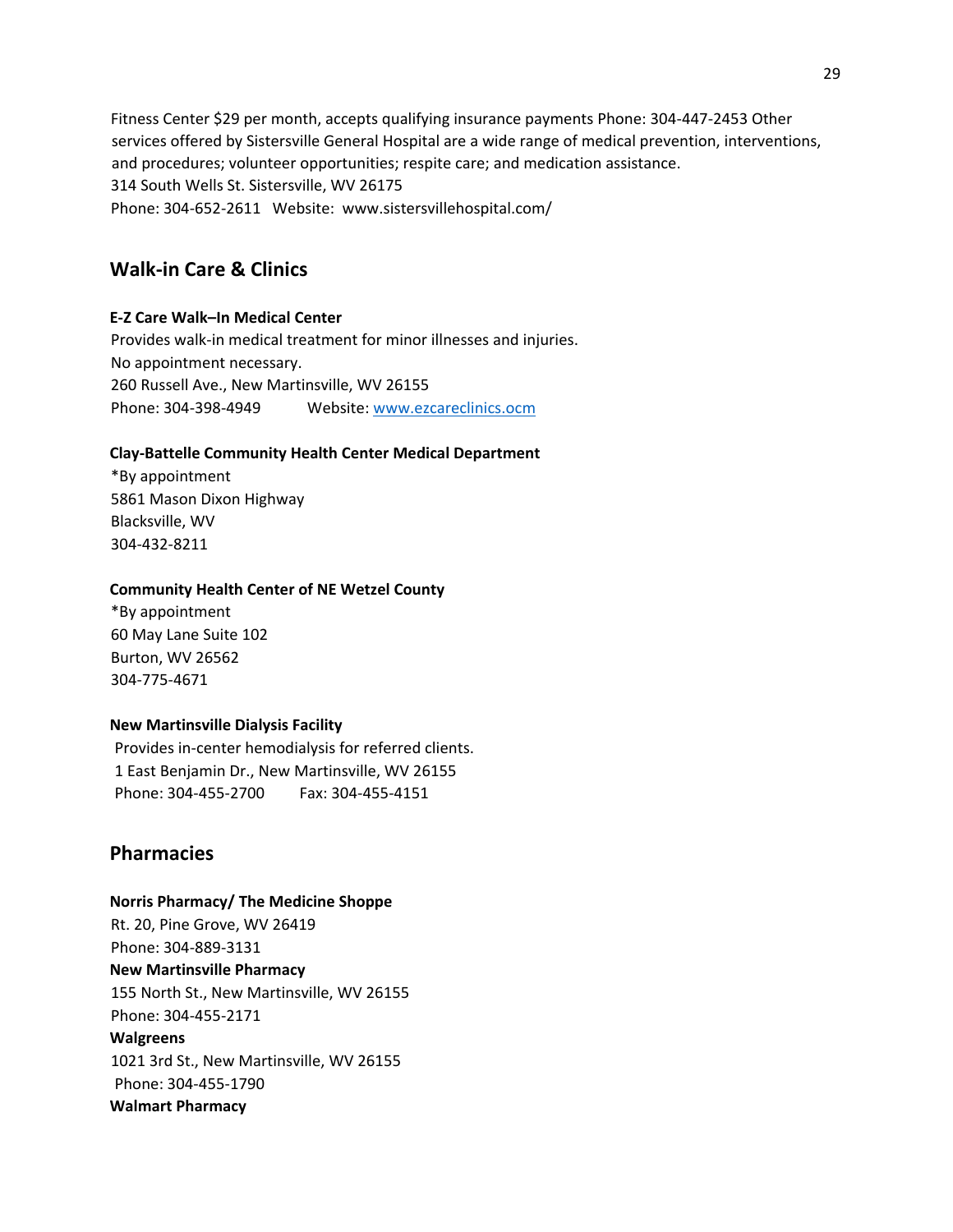Fitness Center $29 per month, accepts qualifying insurance payments Phone: 304-447-2453 Other services offered by Sistersville General Hospital are a wide range of medical prevention, interventions, and procedures; volunteer opportunities; respite care; and medication assistance.
314 South Wells St. Sistersville, WV 26175
Phone: 304-652-2611 Website: www.sistersvillehospital.com/

## Walk-in Care & Clinics

**E-Z Care Walk–In Medical Center**
Provides walk-in medical treatment for minor illnesses and injuries.
No appointment necessary.
260 Russell Ave., New Martinsville, WV 26155
Phone: 304-398-4949 Website: [www.ezcareclinics.ocm](www.ezcareclinics.ocm)

**Clay-Battelle Community Health Center Medical Department**
*By appointment
5861 Mason Dixon Highway
Blacksville, WV
304-432-8211

**Community Health Center of NE Wetzel County**
*By appointment
60 May Lane Suite 102
Burton, WV 26562
304-775-4671

**New Martinsville Dialysis Facility**
Provides in-center hemodialysis for referred clients.
1 East Benjamin Dr., New Martinsville, WV 26155
Phone: 304-455-2700 Fax: 304-455-4151

## Pharmacies

**Norris Pharmacy/ The Medicine Shoppe**
Rt. 20, Pine Grove, WV 26419
Phone: 304-889-3131
**New Martinsville Pharmacy**
155 North St., New Martinsville, WV 26155
Phone: 304-455-2171
**Walgreens**
1021 3rd St., New Martinsville, WV 26155
Phone: 304-455-1790
**Walmart Pharmacy**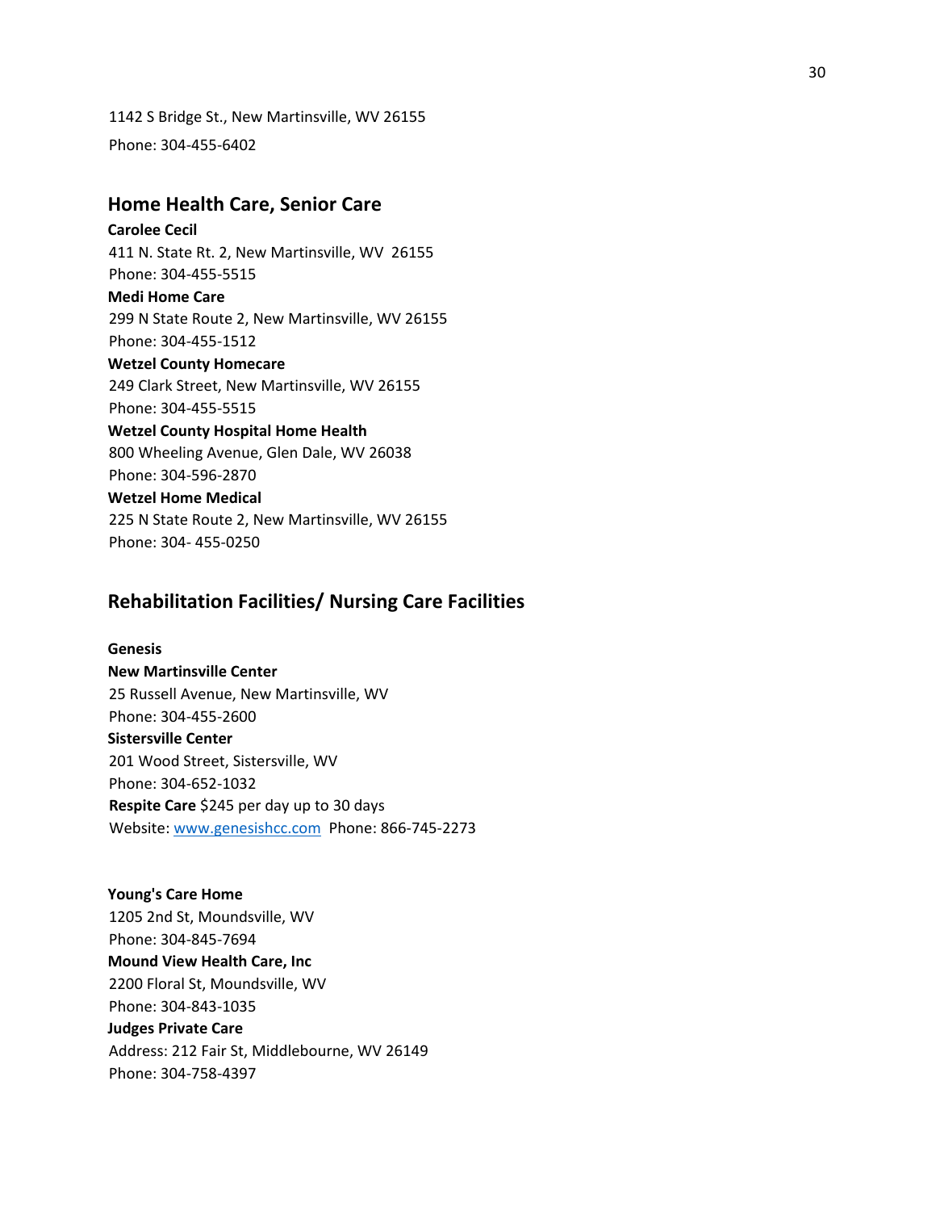1142 S Bridge St., New Martinsville, WV 26155

Phone: 304-455-6402

## Home Health Care, Senior Care

**Carolee Cecil**
411 N. State Rt. 2, New Martinsville, WV 26155
Phone: 304-455-5515

**Medi Home Care**
299 N State Route 2, New Martinsville, WV 26155
Phone: 304-455-1512

**Wetzel County Homecare**
249 Clark Street, New Martinsville, WV 26155
Phone: 304-455-5515

**Wetzel County Hospital Home Health**
800 Wheeling Avenue, Glen Dale, WV 26038
Phone: 304-596-2870

**Wetzel Home Medical**
225 N State Route 2, New Martinsville, WV 26155
Phone: 304- 455-0250

## Rehabilitation Facilities/ Nursing Care Facilities

**Genesis**

**New Martinsville Center**
25 Russell Avenue, New Martinsville, WV
Phone: 304-455-2600

**Sistersville Center**
201 Wood Street, Sistersville, WV
Phone: 304-652-1032

**Respite Care** $245 per day up to 30 days
Website: www.genesishcc.com Phone: 866-745-2273

**Young's Care Home**
1205 2nd St, Moundsville, WV
Phone: 304-845-7694

**Mound View Health Care, Inc**
2200 Floral St, Moundsville, WV
Phone: 304-843-1035

**Judges Private Care**
Address: 212 Fair St, Middlebourne, WV 26149
Phone: 304-758-4397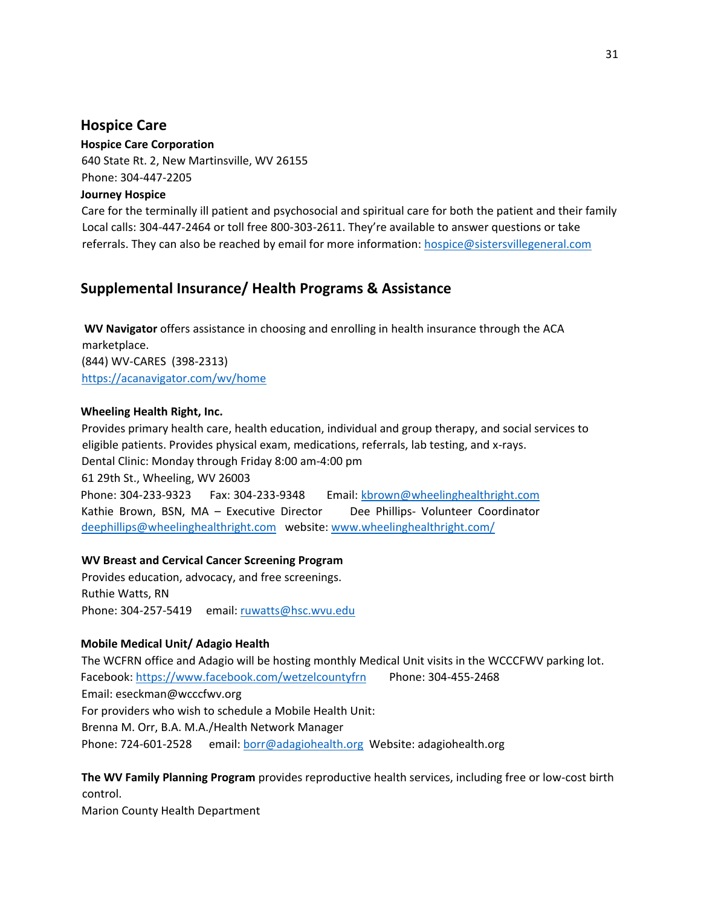## Hospice Care

**Hospice Care Corporation**
640 State Rt. 2, New Martinsville, WV 26155
Phone: 304-447-2205

**Journey Hospice**
Care for the terminally ill patient and psychosocial and spiritual care for both the patient and their family
Local calls: 304-447-2464 or toll free 800-303-2611. They're available to answer questions or take referrals. They can also be reached by email for more information: hospice@sistersvillegeneral.com

## Supplemental Insurance/ Health Programs & Assistance

**WV Navigator** offers assistance in choosing and enrolling in health insurance through the ACA marketplace.
(844) WV-CARES (398-2313)
https://acanavigator.com/wv/home

**Wheeling Health Right, Inc.**
Provides primary health care, health education, individual and group therapy, and social services to eligible patients. Provides physical exam, medications, referrals, lab testing, and x-rays.
Dental Clinic: Monday through Friday 8:00 am-4:00 pm
61 29th St., Wheeling, WV 26003
Phone: 304-233-9323 Fax: 304-233-9348 Email: kbrown@wheelinghealthright.com
Kathie Brown, BSN, MA – Executive Director Dee Phillips- Volunteer Coordinator
deephillips@wheelinghealthright.com website: www.wheelinghealthright.com/

**WV Breast and Cervical Cancer Screening Program**
Provides education, advocacy, and free screenings.
Ruthie Watts, RN
Phone: 304-257-5419 email: ruwatts@hsc.wvu.edu

**Mobile Medical Unit/ Adagio Health**
The WCFRN office and Adagio will be hosting monthly Medical Unit visits in the WCCCFWV parking lot.
Facebook: https://www.facebook.com/wetzelcountyfrn Phone: 304-455-2468
Email: eseckman@wcccfwv.org
For providers who wish to schedule a Mobile Health Unit:
Brenna M. Orr, B.A. M.A./Health Network Manager
Phone: 724-601-2528 email: borr@adagiohealth.org Website: adagiohealth.org

**The WV Family Planning Program** provides reproductive health services, including free or low-cost birth control.
Marion County Health Department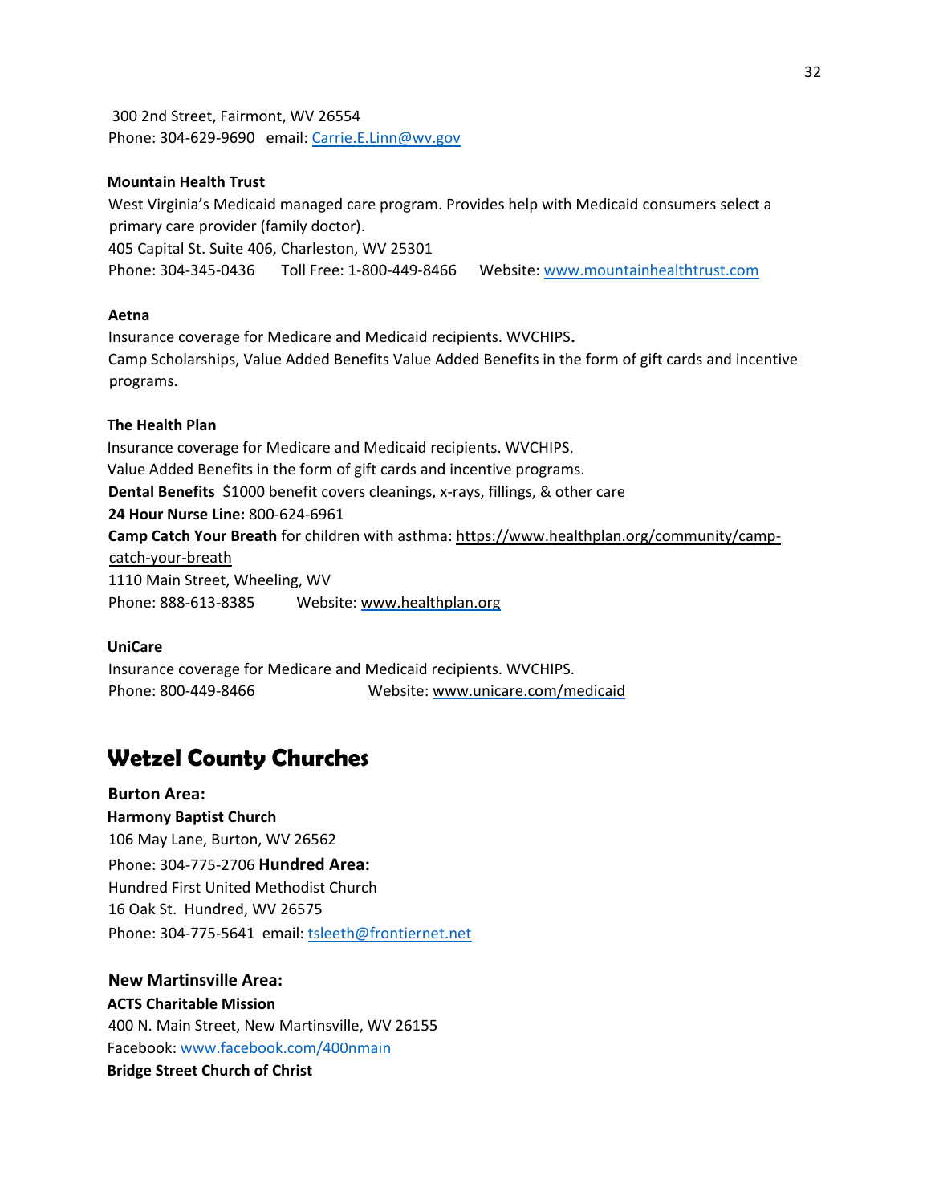300 2nd Street, Fairmont, WV 26554
Phone: 304-629-9690 email: Carrie.E.Linn@wv.gov

**Mountain Health Trust**
West Virginia's Medicaid managed care program. Provides help with Medicaid consumers select a primary care provider (family doctor).
405 Capital St. Suite 406, Charleston, WV 25301
Phone: 304-345-0436 Toll Free: 1-800-449-8466 Website: www.mountainhealthtrust.com

**Aetna**
Insurance coverage for Medicare and Medicaid recipients. WVCHIPS**.**
Camp Scholarships, Value Added Benefits Value Added Benefits in the form of gift cards and incentive programs.

**The Health Plan**
Insurance coverage for Medicare and Medicaid recipients. WVCHIPS.
Value Added Benefits in the form of gift cards and incentive programs.
**Dental Benefits** $1000 benefit covers cleanings, x-rays, fillings, & other care
**24 Hour Nurse Line:** 800-624-6961
**Camp Catch Your Breath** for children with asthma: https://www.healthplan.org/community/camp-catch-your-breath
1110 Main Street, Wheeling, WV
Phone: 888-613-8385 Website: www.healthplan.org

**UniCare**
Insurance coverage for Medicare and Medicaid recipients. WVCHIPS.
Phone: 800-449-8466 Website: www.unicare.com/medicaid

## Wetzel County Churches

### Burton Area:

**Harmony Baptist Church**
106 May Lane, Burton, WV 26562
Phone: 304-775-2706

### Hundred Area:

Hundred First United Methodist Church
16 Oak St. Hundred, WV 26575
Phone: 304-775-5641 email: tsleeth@frontiernet.net

### New Martinsville Area:

**ACTS Charitable Mission**
400 N. Main Street, New Martinsville, WV 26155
Facebook: www.facebook.com/400nmain

**Bridge Street Church of Christ**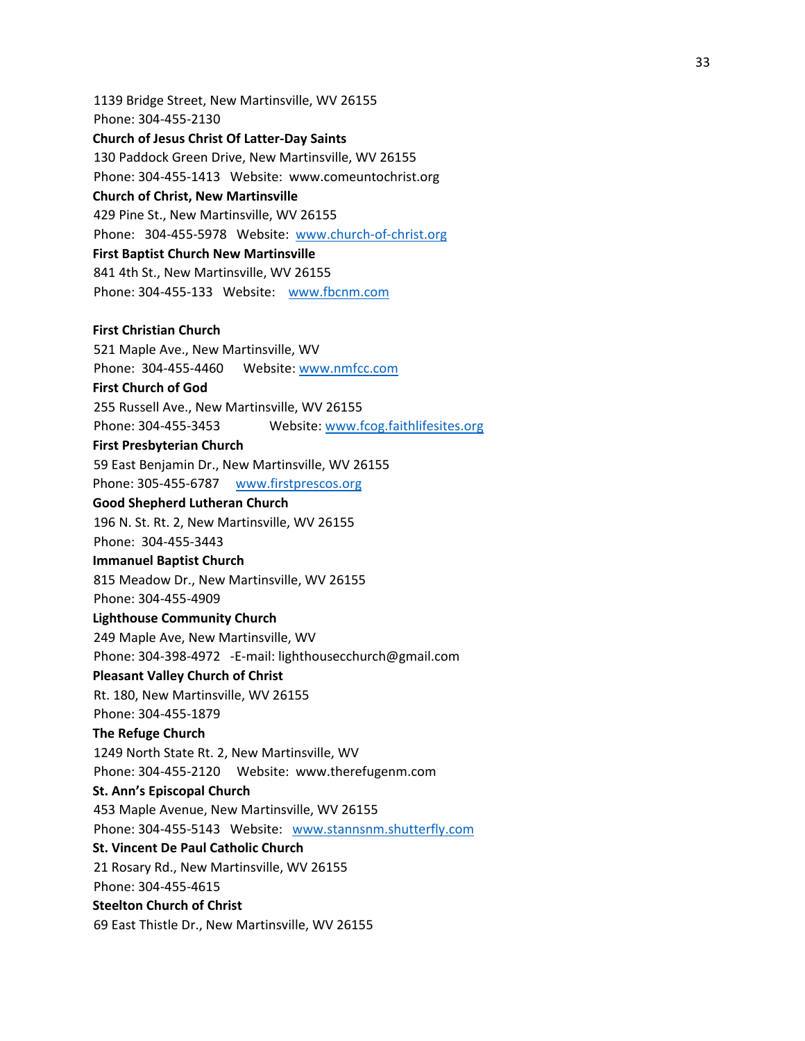1139 Bridge Street, New Martinsville, WV 26155
Phone: 304-455-2130

**Church of Jesus Christ Of Latter-Day Saints**
130 Paddock Green Drive, New Martinsville, WV 26155
Phone: 304-455-1413 Website: www.comeuntochrist.org

**Church of Christ, New Martinsville**
429 Pine St., New Martinsville, WV 26155
Phone: 304-455-5978 Website: www.church-of-christ.org

**First Baptist Church New Martinsville**
841 4th St., New Martinsville, WV 26155
Phone: 304-455-133 Website: www.fbcnm.com

**First Christian Church**
521 Maple Ave., New Martinsville, WV
Phone: 304-455-4460 Website: www.nmfcc.com

**First Church of God**
255 Russell Ave., New Martinsville, WV 26155
Phone: 304-455-3453 Website: www.fcog.faithlifesites.org

**First Presbyterian Church**
59 East Benjamin Dr., New Martinsville, WV 26155
Phone: 305-455-6787 www.firstprescos.org

**Good Shepherd Lutheran Church**
196 N. St. Rt. 2, New Martinsville, WV 26155
Phone: 304-455-3443

**Immanuel Baptist Church**
815 Meadow Dr., New Martinsville, WV 26155
Phone: 304-455-4909

**Lighthouse Community Church**
249 Maple Ave, New Martinsville, WV
Phone: 304-398-4972 -E-mail: lighthousecchurch@gmail.com

**Pleasant Valley Church of Christ**
Rt. 180, New Martinsville, WV 26155
Phone: 304-455-1879

**The Refuge Church**
1249 North State Rt. 2, New Martinsville, WV
Phone: 304-455-2120 Website: www.therefugenm.com

**St. Ann's Episcopal Church**
453 Maple Avenue, New Martinsville, WV 26155
Phone: 304-455-5143 Website: www.stannsnm.shutterfly.com

**St. Vincent De Paul Catholic Church**
21 Rosary Rd., New Martinsville, WV 26155
Phone: 304-455-4615

**Steelton Church of Christ**
69 East Thistle Dr., New Martinsville, WV 26155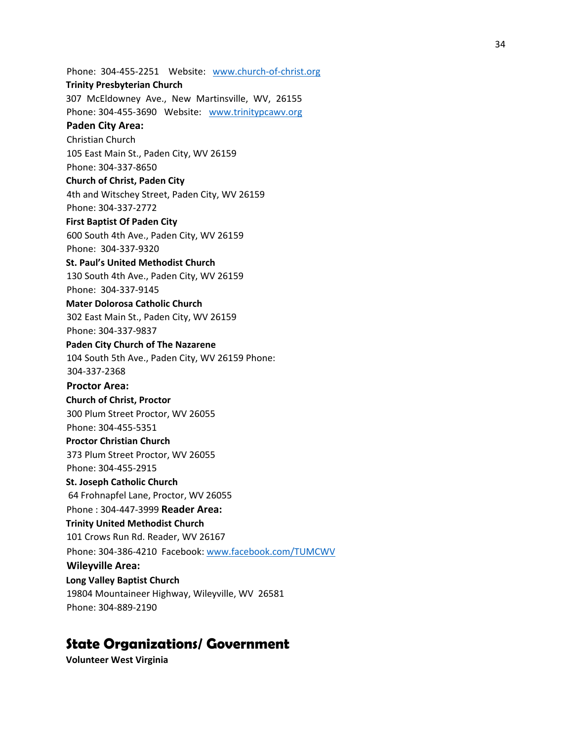Phone: 304-455-2251 Website: www.church-of-christ.org

**Trinity Presbyterian Church**
307 McEldowney Ave., New Martinsville, WV, 26155
Phone: 304-455-3690 Website: www.trinitypcawv.org

**Paden City Area:**

Christian Church
105 East Main St., Paden City, WV 26159
Phone: 304-337-8650

**Church of Christ, Paden City**
4th and Witschey Street, Paden City, WV 26159
Phone: 304-337-2772

**First Baptist Of Paden City**
600 South 4th Ave., Paden City, WV 26159
Phone: 304-337-9320

**St. Paul's United Methodist Church**
130 South 4th Ave., Paden City, WV 26159
Phone: 304-337-9145

**Mater Dolorosa Catholic Church**
302 East Main St., Paden City, WV 26159
Phone: 304-337-9837

**Paden City Church of The Nazarene**
104 South 5th Ave., Paden City, WV 26159 Phone:
304-337-2368

**Proctor Area:**

**Church of Christ, Proctor**
300 Plum Street Proctor, WV 26055
Phone: 304-455-5351

**Proctor Christian Church**
373 Plum Street Proctor, WV 26055
Phone: 304-455-2915

**St. Joseph Catholic Church**
64 Frohnapfel Lane, Proctor, WV 26055
Phone : 304-447-3999

**Reader Area:**

**Trinity United Methodist Church**
101 Crows Run Rd. Reader, WV 26167
Phone: 304-386-4210 Facebook: www.facebook.com/TUMCWV

**Wileyville Area:**

**Long Valley Baptist Church**
19804 Mountaineer Highway, Wileyville, WV 26581
Phone: 304-889-2190

## State Organizations/ Government

**Volunteer West Virginia**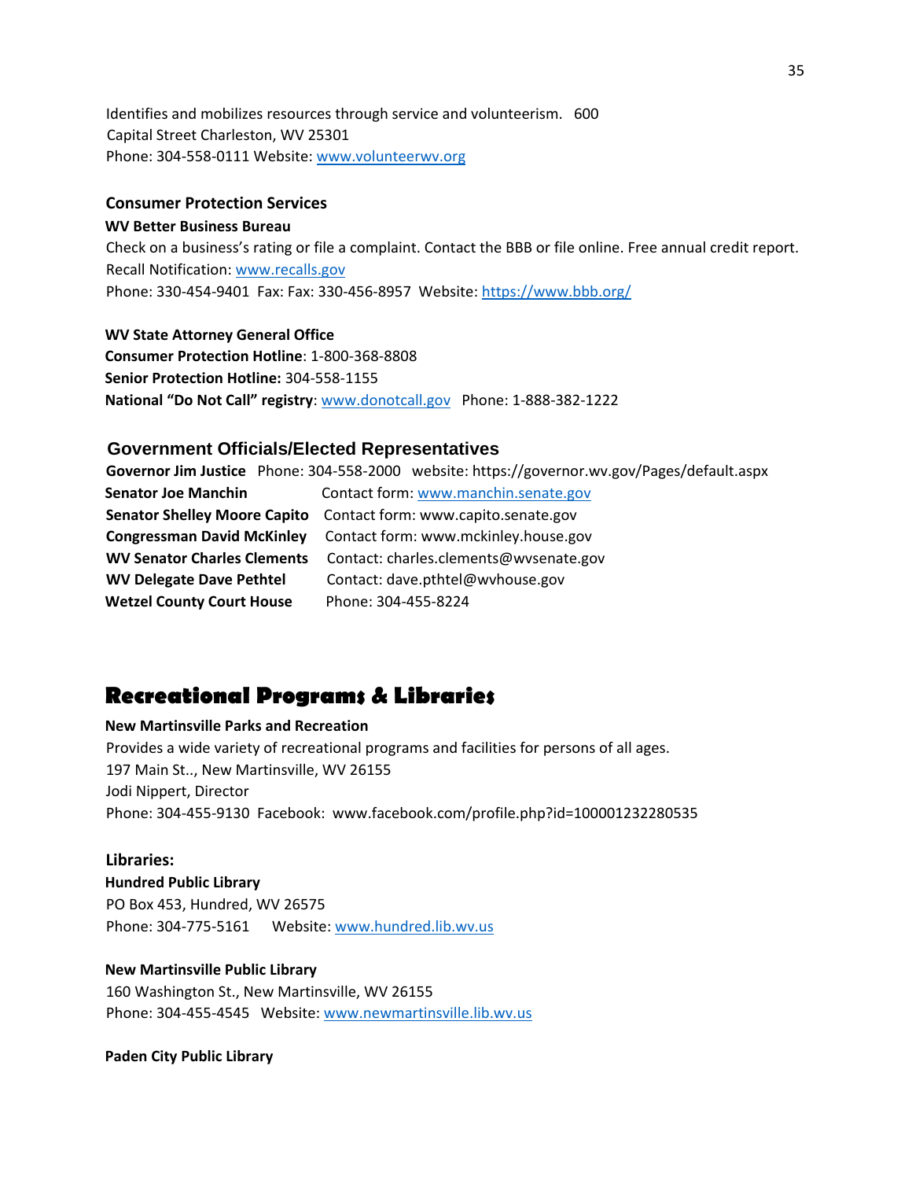Identifies and mobilizes resources through service and volunteerism. 600 Capital Street Charleston, WV 25301
Phone: 304-558-0111 Website: www.volunteerwv.org

### Consumer Protection Services

**WV Better Business Bureau**
Check on a business's rating or file a complaint. Contact the BBB or file online. Free annual credit report.
Recall Notification: www.recalls.gov
Phone: 330-454-9401 Fax: Fax: 330-456-8957 Website: https://www.bbb.org/

**WV State Attorney General Office**
**Consumer Protection Hotline**: 1-800-368-8808
**Senior Protection Hotline:** 304-558-1155
**National "Do Not Call" registry**: www.donotcall.gov Phone: 1-888-382-1222

### Government Officials/Elected Representatives

**Governor Jim Justice** Phone: 304-558-2000 website: https://governor.wv.gov/Pages/default.aspx
**Senator Joe Manchin** Contact form: www.manchin.senate.gov
**Senator Shelley Moore Capito** Contact form: www.capito.senate.gov
**Congressman David McKinley** Contact form: www.mckinley.house.gov
**WV Senator Charles Clements** Contact: charles.clements@wvsenate.gov
**WV Delegate Dave Pethtel** Contact: dave.pthtel@wvhouse.gov
**Wetzel County Court House** Phone: 304-455-8224

## Recreational Programs & Libraries

**New Martinsville Parks and Recreation**
Provides a wide variety of recreational programs and facilities for persons of all ages.
197 Main St.., New Martinsville, WV 26155
Jodi Nippert, Director
Phone: 304-455-9130 Facebook: www.facebook.com/profile.php?id=100001232280535

### Libraries:

**Hundred Public Library**
PO Box 453, Hundred, WV 26575
Phone: 304-775-5161 Website: www.hundred.lib.wv.us

**New Martinsville Public Library**
160 Washington St., New Martinsville, WV 26155
Phone: 304-455-4545 Website: www.newmartinsville.lib.wv.us

**Paden City Public Library**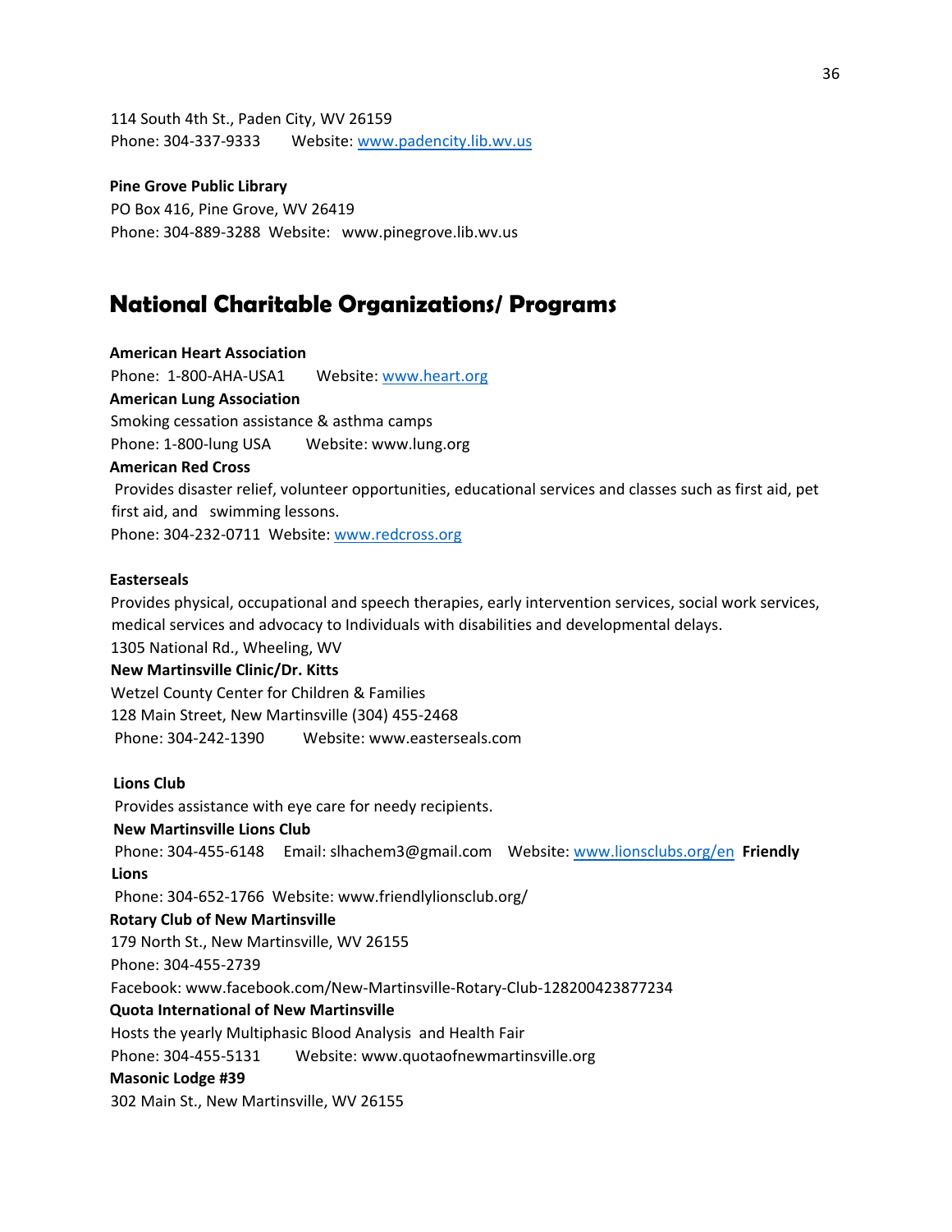114 South 4th St., Paden City, WV 26159
Phone: 304-337-9333    Website: www.padencity.lib.wv.us

**Pine Grove Public Library**
PO Box 416, Pine Grove, WV 26419
Phone: 304-889-3288  Website:  www.pinegrove.lib.wv.us

## National Charitable Organizations/ Programs

**American Heart Association**
Phone: 1-800-AHA-USA1    Website: www.heart.org

**American Lung Association**
Smoking cessation assistance & asthma camps
Phone: 1-800-lung USA    Website: www.lung.org

**American Red Cross**
Provides disaster relief, volunteer opportunities, educational services and classes such as first aid, pet first aid, and swimming lessons.
Phone: 304-232-0711  Website: www.redcross.org

**Easterseals**
Provides physical, occupational and speech therapies, early intervention services, social work services, medical services and advocacy to Individuals with disabilities and developmental delays.
1305 National Rd., Wheeling, WV

**New Martinsville Clinic/Dr. Kitts**
Wetzel County Center for Children & Families
128 Main Street, New Martinsville (304) 455-2468
Phone: 304-242-1390    Website: www.easterseals.com

**Lions Club**
Provides assistance with eye care for needy recipients.

**New Martinsville Lions Club**
Phone: 304-455-6148   Email: slhachem3@gmail.com   Website: www.lionsclubs.org/en

**Friendly Lions**
Phone: 304-652-1766  Website: www.friendlylionsclub.org/

**Rotary Club of New Martinsville**
179 North St., New Martinsville, WV 26155
Phone: 304-455-2739
Facebook: www.facebook.com/New-Martinsville-Rotary-Club-128200423877234

**Quota International of New Martinsville**
Hosts the yearly Multiphasic Blood Analysis and Health Fair
Phone: 304-455-5131    Website: www.quotaofnewmartinsville.org

**Masonic Lodge #39**
302 Main St., New Martinsville, WV 26155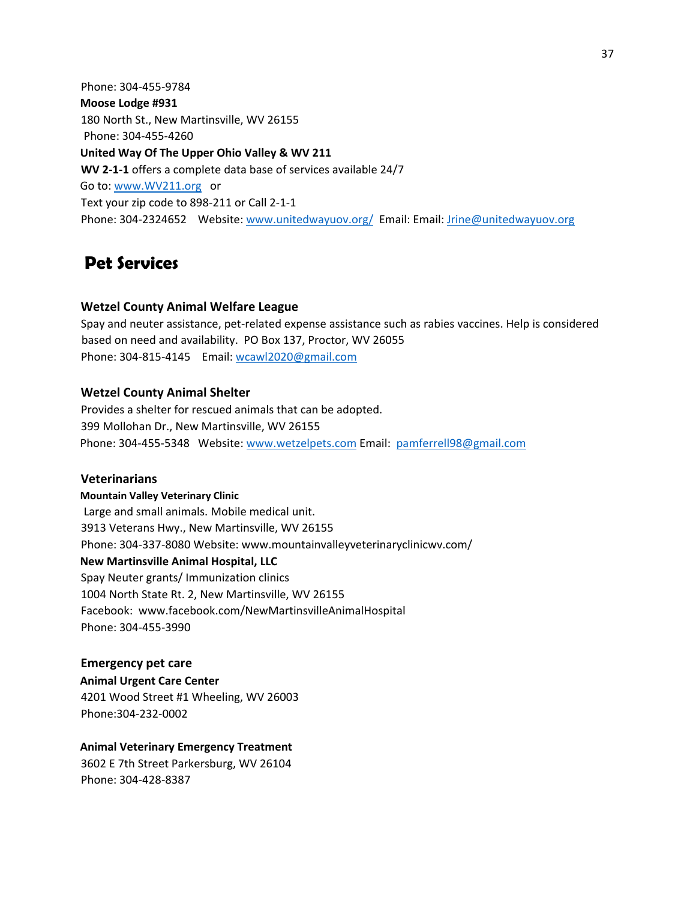Phone: 304-455-9784

**Moose Lodge #931**
180 North St., New Martinsville, WV 26155
Phone: 304-455-4260

**United Way Of The Upper Ohio Valley & WV 211**
**WV 2-1-1** offers a complete data base of services available 24/7
Go to: www.WV211.org or
Text your zip code to 898-211 or Call 2-1-1
Phone: 304-2324652 Website: www.unitedwayuov.org/ Email: Email: Jrine@unitedwayuov.org

# Pet Services

## Wetzel County Animal Welfare League

Spay and neuter assistance, pet-related expense assistance such as rabies vaccines. Help is considered based on need and availability. PO Box 137, Proctor, WV 26055
Phone: 304-815-4145 Email: wcawl2020@gmail.com

## Wetzel County Animal Shelter

Provides a shelter for rescued animals that can be adopted.
399 Mollohan Dr., New Martinsville, WV 26155
Phone: 304-455-5348 Website: www.wetzelpets.com Email: pamferrell98@gmail.com

## Veterinarians

**Mountain Valley Veterinary Clinic**
Large and small animals. Mobile medical unit.
3913 Veterans Hwy., New Martinsville, WV 26155
Phone: 304-337-8080 Website: www.mountainvalleyveterinaryclinicwv.com/

**New Martinsville Animal Hospital, LLC**
Spay Neuter grants/ Immunization clinics
1004 North State Rt. 2, New Martinsville, WV 26155
Facebook: www.facebook.com/NewMartinsvilleAnimalHospital
Phone: 304-455-3990

## Emergency pet care

**Animal Urgent Care Center**
4201 Wood Street #1 Wheeling, WV 26003
Phone:304-232-0002

**Animal Veterinary Emergency Treatment**
3602 E 7th Street Parkersburg, WV 26104
Phone: 304-428-8387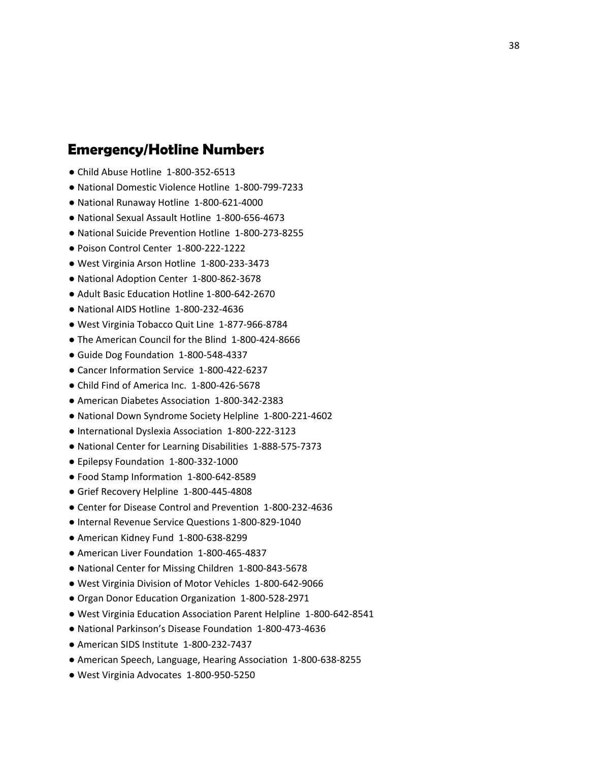## Emergency/Hotline Numbers

- Child Abuse Hotline 1-800-352-6513
- National Domestic Violence Hotline 1-800-799-7233
- National Runaway Hotline 1-800-621-4000
- National Sexual Assault Hotline 1-800-656-4673
- National Suicide Prevention Hotline 1-800-273-8255
- Poison Control Center 1-800-222-1222
- West Virginia Arson Hotline 1-800-233-3473
- National Adoption Center 1-800-862-3678
- Adult Basic Education Hotline 1-800-642-2670
- National AIDS Hotline 1-800-232-4636
- West Virginia Tobacco Quit Line 1-877-966-8784
- The American Council for the Blind 1-800-424-8666
- Guide Dog Foundation 1-800-548-4337
- Cancer Information Service 1-800-422-6237
- Child Find of America Inc. 1-800-426-5678
- American Diabetes Association 1-800-342-2383
- National Down Syndrome Society Helpline 1-800-221-4602
- International Dyslexia Association 1-800-222-3123
- National Center for Learning Disabilities 1-888-575-7373
- Epilepsy Foundation 1-800-332-1000
- Food Stamp Information 1-800-642-8589
- Grief Recovery Helpline 1-800-445-4808
- Center for Disease Control and Prevention 1-800-232-4636
- Internal Revenue Service Questions 1-800-829-1040
- American Kidney Fund 1-800-638-8299
- American Liver Foundation 1-800-465-4837
- National Center for Missing Children 1-800-843-5678
- West Virginia Division of Motor Vehicles 1-800-642-9066
- Organ Donor Education Organization 1-800-528-2971
- West Virginia Education Association Parent Helpline 1-800-642-8541
- National Parkinson's Disease Foundation 1-800-473-4636
- American SIDS Institute 1-800-232-7437
- American Speech, Language, Hearing Association 1-800-638-8255
- West Virginia Advocates 1-800-950-5250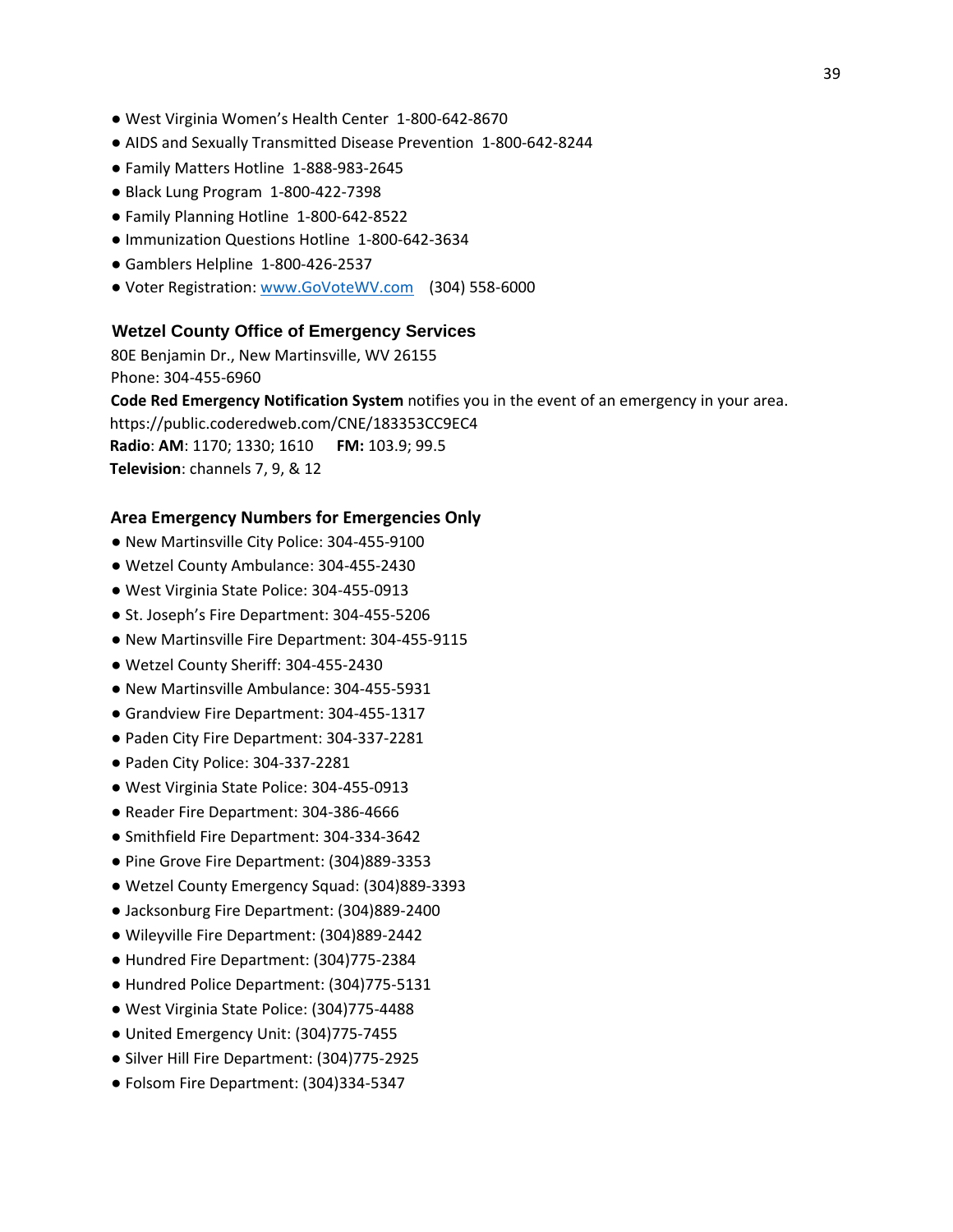- West Virginia Women's Health Center 1-800-642-8670
- AIDS and Sexually Transmitted Disease Prevention 1-800-642-8244
- Family Matters Hotline 1-888-983-2645
- Black Lung Program 1-800-422-7398
- Family Planning Hotline 1-800-642-8522
- Immunization Questions Hotline 1-800-642-3634
- Gamblers Helpline 1-800-426-2537
- Voter Registration: [www.GoVoteWV.com](http://www.GoVoteWV.com) (304) 558-6000

### Wetzel County Office of Emergency Services

80E Benjamin Dr., New Martinsville, WV 26155
Phone: 304-455-6960
**Code Red Emergency Notification System** notifies you in the event of an emergency in your area.
https://public.coderedweb.com/CNE/183353CC9EC4
**Radio**: **AM**: 1170; 1330; 1610 **FM:** 103.9; 99.5
**Television**: channels 7, 9, & 12

### Area Emergency Numbers for Emergencies Only

- New Martinsville City Police: 304-455-9100
- Wetzel County Ambulance: 304-455-2430
- West Virginia State Police: 304-455-0913
- St. Joseph's Fire Department: 304-455-5206
- New Martinsville Fire Department: 304-455-9115
- Wetzel County Sheriff: 304-455-2430
- New Martinsville Ambulance: 304-455-5931
- Grandview Fire Department: 304-455-1317
- Paden City Fire Department: 304-337-2281
- Paden City Police: 304-337-2281
- West Virginia State Police: 304-455-0913
- Reader Fire Department: 304-386-4666
- Smithfield Fire Department: 304-334-3642
- Pine Grove Fire Department: (304)889-3353
- Wetzel County Emergency Squad: (304)889-3393
- Jacksonburg Fire Department: (304)889-2400
- Wileyville Fire Department: (304)889-2442
- Hundred Fire Department: (304)775-2384
- Hundred Police Department: (304)775-5131
- West Virginia State Police: (304)775-4488
- United Emergency Unit: (304)775-7455
- Silver Hill Fire Department: (304)775-2925
- Folsom Fire Department: (304)334-5347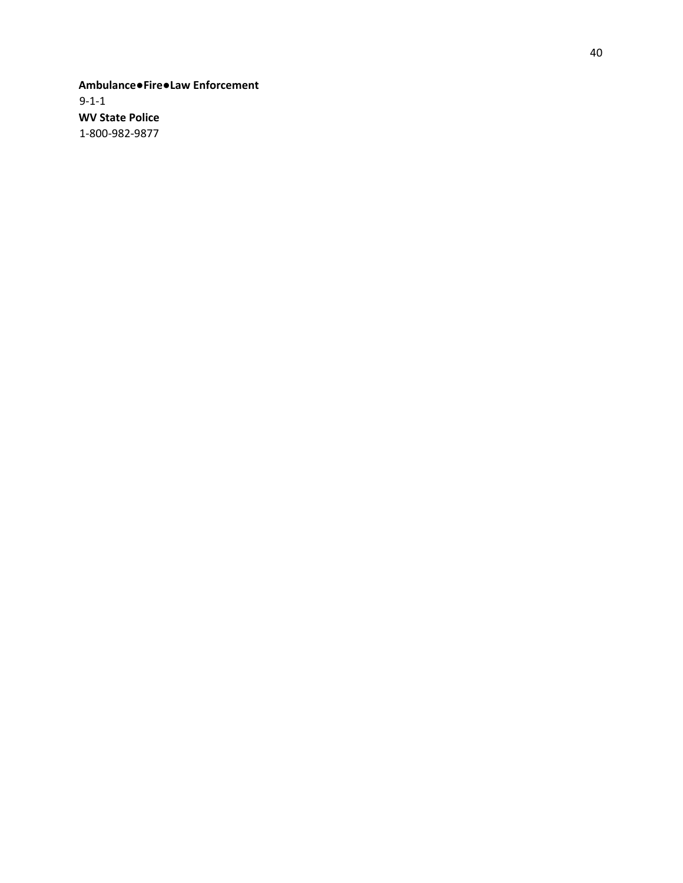**Ambulance●Fire●Law Enforcement**

9-1-1

**WV State Police**

1-800-982-9877